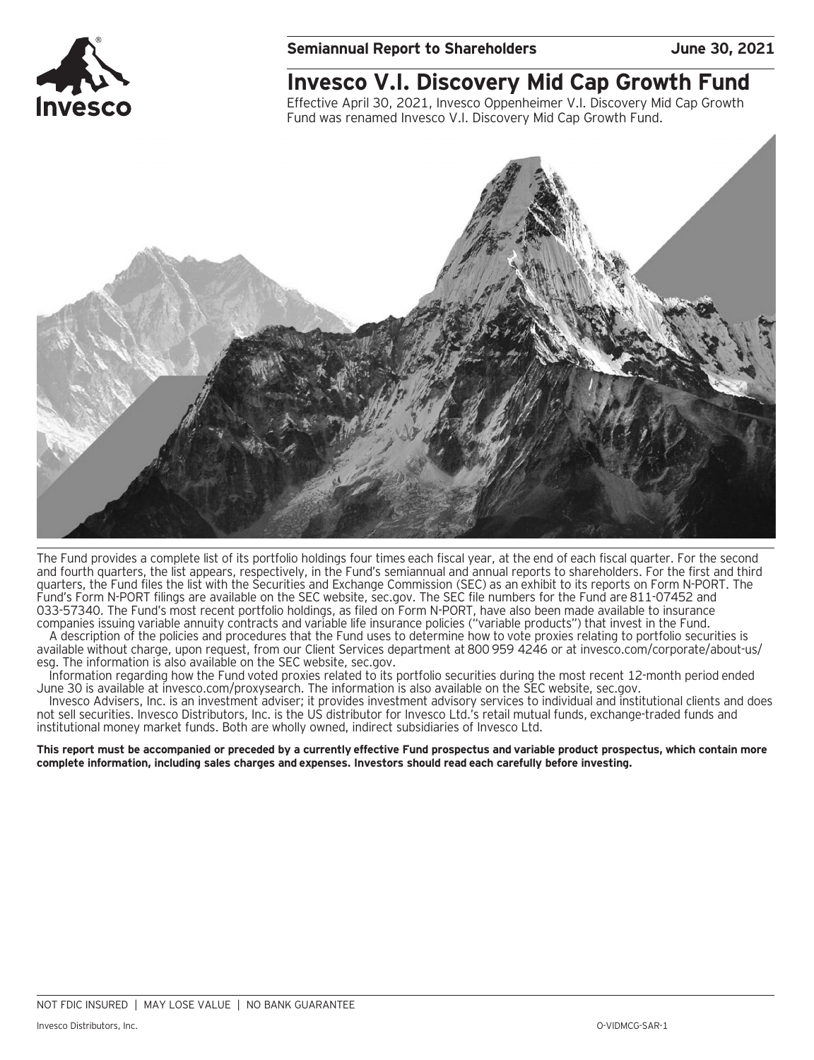**Semiannual Report to Shareholders** **June 30, 2021**

# Invesco V.I. Discovery Mid Cap Growth Fund

Effective April 30, 2021, Invesco Oppenheimer V.I. Discovery Mid Cap Growth Fund was renamed Invesco V.I. Discovery Mid Cap Growth Fund.

The Fund provides a complete list of its portfolio holdings four times each fiscal year, at the end of each fiscal quarter. For the second and fourth quarters, the list appears, respectively, in the Fund's semiannual and annual reports to shareholders. For the first and third quarters, the Fund files the list with the Securities and Exchange Commission (SEC) as an exhibit to its reports on Form N-PORT. The Fund's Form N-PORT filings are available on the SEC website, sec.gov. The SEC file numbers for the Fund are 811-07452 and 033-57340. The Fund's most recent portfolio holdings, as filed on Form N-PORT, have also been made available to insurance companies issuing variable annuity contracts and variable life insurance policies ("variable products") that invest in the Fund.

A description of the policies and procedures that the Fund uses to determine how to vote proxies relating to portfolio securities is available without charge, upon request, from our Client Services department at 800 959 4246 or at invesco.com/corporate/about-us/esg. The information is also available on the SEC website, sec.gov.

Information regarding how the Fund voted proxies related to its portfolio securities during the most recent 12-month period ended June 30 is available at invesco.com/proxysearch. The information is also available on the SEC website, sec.gov.

Invesco Advisers, Inc. is an investment adviser; it provides investment advisory services to individual and institutional clients and does not sell securities. Invesco Distributors, Inc. is the US distributor for Invesco Ltd.'s retail mutual funds, exchange-traded funds and institutional money market funds. Both are wholly owned, indirect subsidiaries of Invesco Ltd.

**This report must be accompanied or preceded by a currently effective Fund prospectus and variable product prospectus, which contain more complete information, including sales charges and expenses. Investors should read each carefully before investing.**

NOT FDIC INSURED | MAY LOSE VALUE | NO BANK GUARANTEE

Invesco Distributors, Inc. O-VIDMCG-SAR-1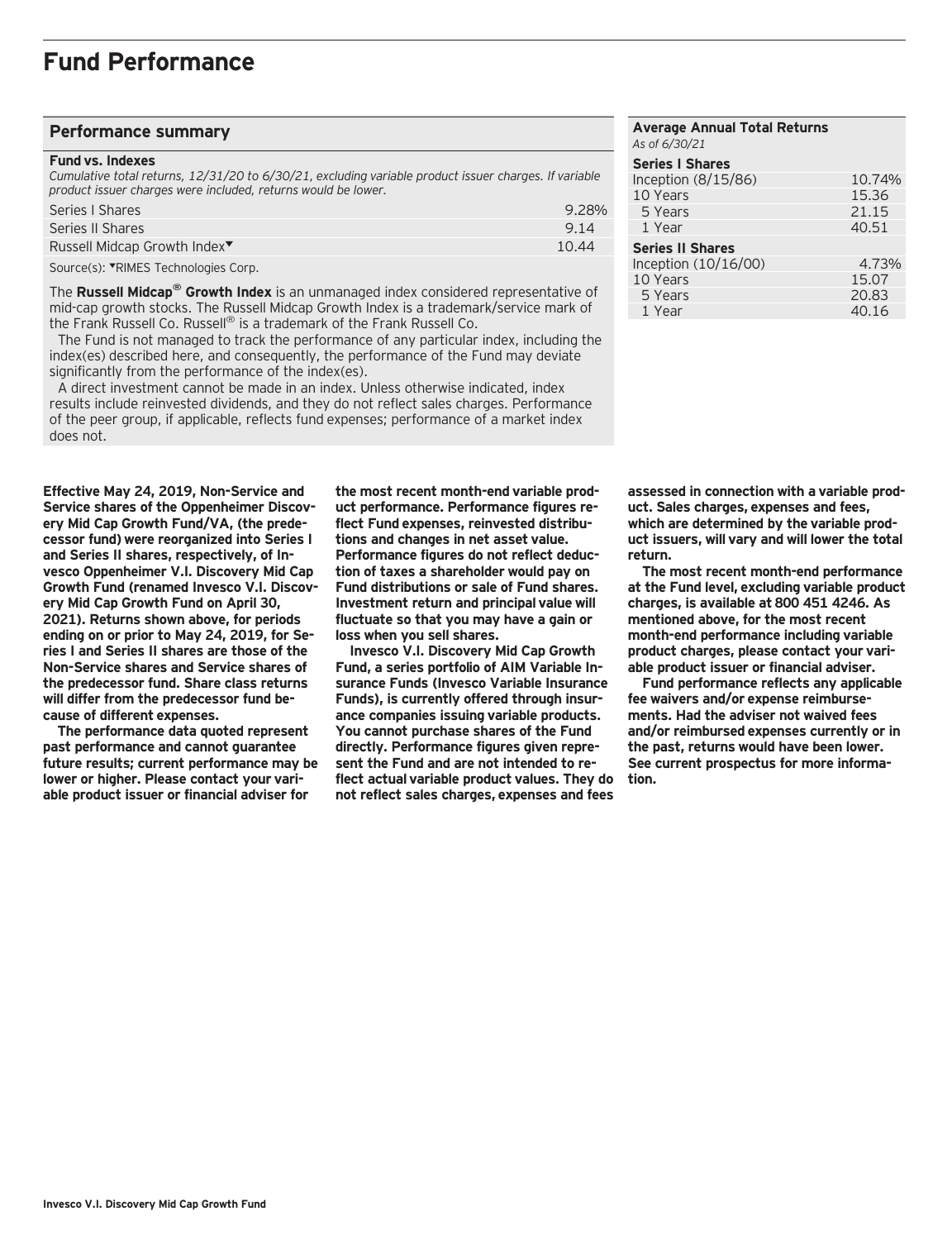# Fund Performance

## Performance summary

**Fund vs. Indexes**

*Cumulative total returns, 12/31/20 to 6/30/21, excluding variable product issuer charges. If variable product issuer charges were included, returns would be lower.*

| | |
|---|---|
| Series I Shares | 9.28% |
| Series II Shares | 9.14 |
| Russell Midcap Growth Index▼ | 10.44 |

Source(s): ▼RIMES Technologies Corp.

The **Russell Midcap® Growth Index** is an unmanaged index considered representative of mid-cap growth stocks. The Russell Midcap Growth Index is a trademark/service mark of the Frank Russell Co. Russell® is a trademark of the Frank Russell Co.

The Fund is not managed to track the performance of any particular index, including the index(es) described here, and consequently, the performance of the Fund may deviate significantly from the performance of the index(es).

A direct investment cannot be made in an index. Unless otherwise indicated, index results include reinvested dividends, and they do not reflect sales charges. Performance of the peer group, if applicable, reflects fund expenses; performance of a market index does not.

## Average Annual Total Returns

*As of 6/30/21*

| | |
|---|---|
| **Series I Shares** | |
| Inception (8/15/86) | 10.74% |
| 10 Years | 15.36 |
| 5 Years | 21.15 |
| 1 Year | 40.51 |
| **Series II Shares** | |
| Inception (10/16/00) | 4.73% |
| 10 Years | 15.07 |
| 5 Years | 20.83 |
| 1 Year | 40.16 |

**Effective May 24, 2019, Non-Service and Service shares of the Oppenheimer Discovery Mid Cap Growth Fund/VA, (the predecessor fund) were reorganized into Series I and Series II shares, respectively, of Invesco Oppenheimer V.I. Discovery Mid Cap Growth Fund (renamed Invesco V.I. Discovery Mid Cap Growth Fund on April 30, 2021). Returns shown above, for periods ending on or prior to May 24, 2019, for Series I and Series II shares are those of the Non-Service shares and Service shares of the predecessor fund. Share class returns will differ from the predecessor fund because of different expenses.**

**The performance data quoted represent past performance and cannot guarantee future results; current performance may be lower or higher. Please contact your variable product issuer or financial adviser for the most recent month-end variable product performance. Performance figures reflect Fund expenses, reinvested distributions and changes in net asset value. Performance figures do not reflect deduction of taxes a shareholder would pay on Fund distributions or sale of Fund shares. Investment return and principal value will fluctuate so that you may have a gain or loss when you sell shares.**

**Invesco V.I. Discovery Mid Cap Growth Fund, a series portfolio of AIM Variable Insurance Funds (Invesco Variable Insurance Funds), is currently offered through insurance companies issuing variable products. You cannot purchase shares of the Fund directly. Performance figures given represent the Fund and are not intended to reflect actual variable product values. They do not reflect sales charges, expenses and fees assessed in connection with a variable product. Sales charges, expenses and fees, which are determined by the variable product issuers, will vary and will lower the total return.**

**The most recent month-end performance at the Fund level, excluding variable product charges, is available at 800 451 4246. As mentioned above, for the most recent month-end performance including variable product charges, please contact your variable product issuer or financial adviser.**

**Fund performance reflects any applicable fee waivers and/or expense reimbursements. Had the adviser not waived fees and/or reimbursed expenses currently or in the past, returns would have been lower. See current prospectus for more information.**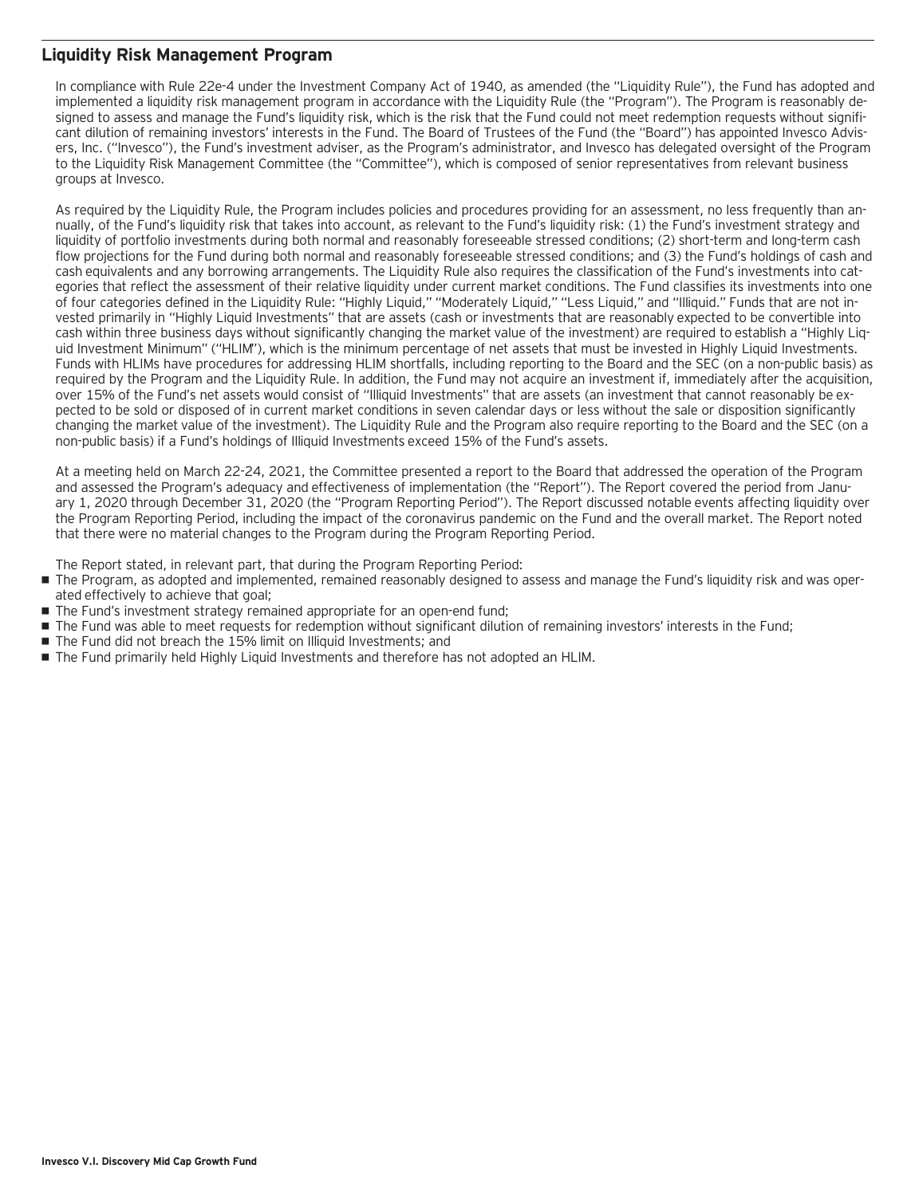## Liquidity Risk Management Program

In compliance with Rule 22e-4 under the Investment Company Act of 1940, as amended (the "Liquidity Rule"), the Fund has adopted and implemented a liquidity risk management program in accordance with the Liquidity Rule (the "Program"). The Program is reasonably designed to assess and manage the Fund's liquidity risk, which is the risk that the Fund could not meet redemption requests without significant dilution of remaining investors' interests in the Fund. The Board of Trustees of the Fund (the "Board") has appointed Invesco Advisers, Inc. ("Invesco"), the Fund's investment adviser, as the Program's administrator, and Invesco has delegated oversight of the Program to the Liquidity Risk Management Committee (the "Committee"), which is composed of senior representatives from relevant business groups at Invesco.

As required by the Liquidity Rule, the Program includes policies and procedures providing for an assessment, no less frequently than annually, of the Fund's liquidity risk that takes into account, as relevant to the Fund's liquidity risk: (1) the Fund's investment strategy and liquidity of portfolio investments during both normal and reasonably foreseeable stressed conditions; (2) short-term and long-term cash flow projections for the Fund during both normal and reasonably foreseeable stressed conditions; and (3) the Fund's holdings of cash and cash equivalents and any borrowing arrangements. The Liquidity Rule also requires the classification of the Fund's investments into categories that reflect the assessment of their relative liquidity under current market conditions. The Fund classifies its investments into one of four categories defined in the Liquidity Rule: "Highly Liquid," "Moderately Liquid," "Less Liquid," and "Illiquid." Funds that are not invested primarily in "Highly Liquid Investments" that are assets (cash or investments that are reasonably expected to be convertible into cash within three business days without significantly changing the market value of the investment) are required to establish a "Highly Liquid Investment Minimum" ("HLIM"), which is the minimum percentage of net assets that must be invested in Highly Liquid Investments. Funds with HLIMs have procedures for addressing HLIM shortfalls, including reporting to the Board and the SEC (on a non-public basis) as required by the Program and the Liquidity Rule. In addition, the Fund may not acquire an investment if, immediately after the acquisition, over 15% of the Fund's net assets would consist of "Illiquid Investments" that are assets (an investment that cannot reasonably be expected to be sold or disposed of in current market conditions in seven calendar days or less without the sale or disposition significantly changing the market value of the investment). The Liquidity Rule and the Program also require reporting to the Board and the SEC (on a non-public basis) if a Fund's holdings of Illiquid Investments exceed 15% of the Fund's assets.

At a meeting held on March 22-24, 2021, the Committee presented a report to the Board that addressed the operation of the Program and assessed the Program's adequacy and effectiveness of implementation (the "Report"). The Report covered the period from January 1, 2020 through December 31, 2020 (the "Program Reporting Period"). The Report discussed notable events affecting liquidity over the Program Reporting Period, including the impact of the coronavirus pandemic on the Fund and the overall market. The Report noted that there were no material changes to the Program during the Program Reporting Period.

The Report stated, in relevant part, that during the Program Reporting Period:

- The Program, as adopted and implemented, remained reasonably designed to assess and manage the Fund's liquidity risk and was operated effectively to achieve that goal;
- The Fund's investment strategy remained appropriate for an open-end fund;
- The Fund was able to meet requests for redemption without significant dilution of remaining investors' interests in the Fund;
- The Fund did not breach the 15% limit on Illiquid Investments; and
- The Fund primarily held Highly Liquid Investments and therefore has not adopted an HLIM.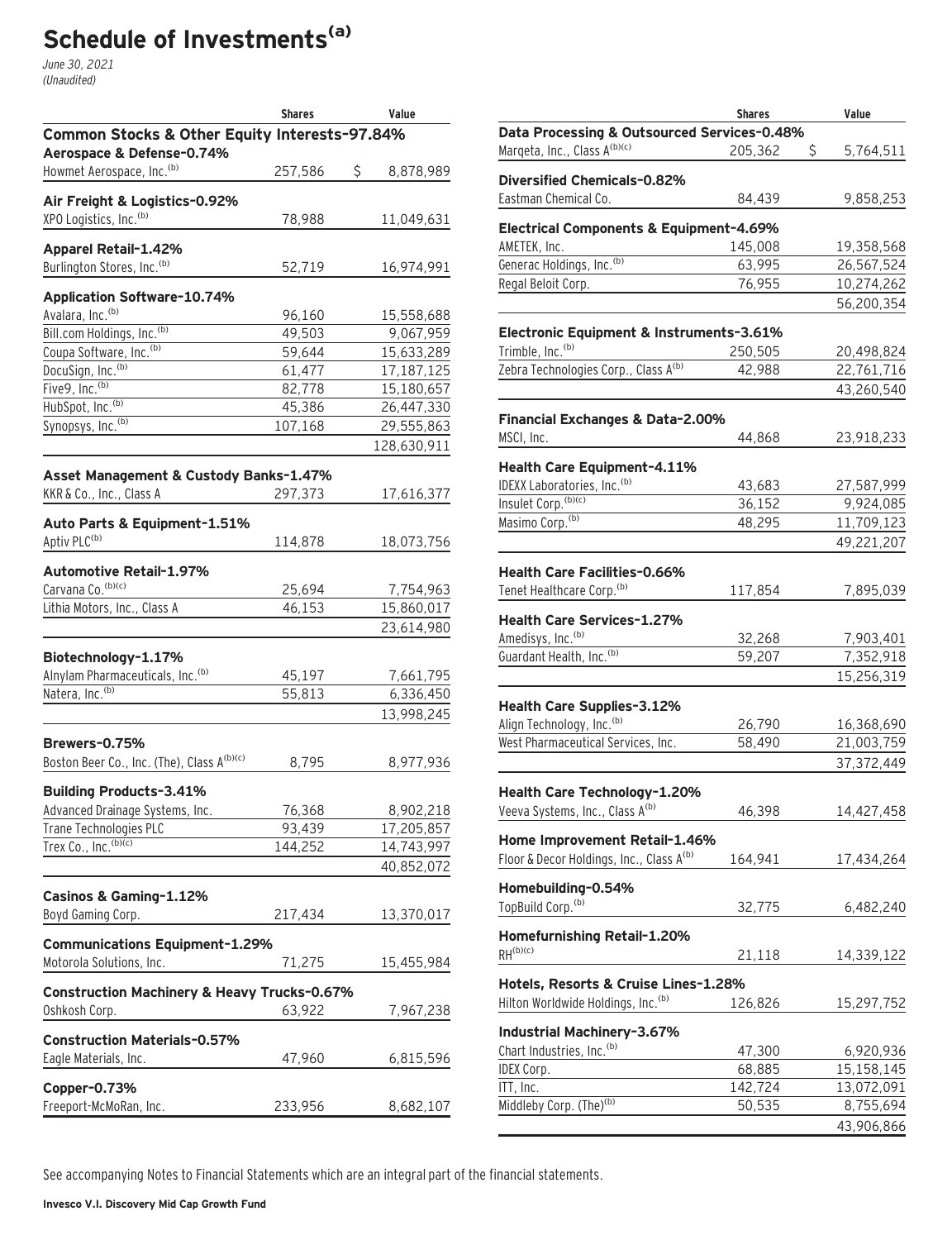# Schedule of Investments[(a)]

*June 30, 2021*
*(Unaudited)*

| | Shares | Value |
|---|---|---|
| **Common Stocks & Other Equity Interests-97.84%** | | |
| **Aerospace & Defense-0.74%** | | |
| Howmet Aerospace, Inc.[(b)] | 257,586 | $ 8,878,989 |
| **Air Freight & Logistics-0.92%** | | |
| XPO Logistics, Inc.[(b)] | 78,988 | 11,049,631 |
| **Apparel Retail-1.42%** | | |
| Burlington Stores, Inc.[(b)] | 52,719 | 16,974,991 |
| **Application Software-10.74%** | | |
| Avalara, Inc.[(b)] | 96,160 | 15,558,688 |
| Bill.com Holdings, Inc.[(b)] | 49,503 | 9,067,959 |
| Coupa Software, Inc.[(b)] | 59,644 | 15,633,289 |
| DocuSign, Inc.[(b)] | 61,477 | 17,187,125 |
| Five9, Inc.[(b)] | 82,778 | 15,180,657 |
| HubSpot, Inc.[(b)] | 45,386 | 26,447,330 |
| Synopsys, Inc.[(b)] | 107,168 | 29,555,863 |
| | | 128,630,911 |
| **Asset Management & Custody Banks-1.47%** | | |
| KKR & Co., Inc., Class A | 297,373 | 17,616,377 |
| **Auto Parts & Equipment-1.51%** | | |
| Aptiv PLC[(b)] | 114,878 | 18,073,756 |
| **Automotive Retail-1.97%** | | |
| Carvana Co.[(b)(c)] | 25,694 | 7,754,963 |
| Lithia Motors, Inc., Class A | 46,153 | 15,860,017 |
| | | 23,614,980 |
| **Biotechnology-1.17%** | | |
| Alnylam Pharmaceuticals, Inc.[(b)] | 45,197 | 7,661,795 |
| Natera, Inc.[(b)] | 55,813 | 6,336,450 |
| | | 13,998,245 |
| **Brewers-0.75%** | | |
| Boston Beer Co., Inc. (The), Class A[(b)(c)] | 8,795 | 8,977,936 |
| **Building Products-3.41%** | | |
| Advanced Drainage Systems, Inc. | 76,368 | 8,902,218 |
| Trane Technologies PLC | 93,439 | 17,205,857 |
| Trex Co., Inc.[(b)(c)] | 144,252 | 14,743,997 |
| | | 40,852,072 |
| **Casinos & Gaming-1.12%** | | |
| Boyd Gaming Corp. | 217,434 | 13,370,017 |
| **Communications Equipment-1.29%** | | |
| Motorola Solutions, Inc. | 71,275 | 15,455,984 |
| **Construction Machinery & Heavy Trucks-0.67%** | | |
| Oshkosh Corp. | 63,922 | 7,967,238 |
| **Construction Materials-0.57%** | | |
| Eagle Materials, Inc. | 47,960 | 6,815,596 |
| **Copper-0.73%** | | |
| Freeport-McMoRan, Inc. | 233,956 | 8,682,107 |
| **Data Processing & Outsourced Services-0.48%** | | |
| Marqeta, Inc., Class A[(b)(c)] | 205,362 | $ 5,764,511 |
| **Diversified Chemicals-0.82%** | | |
| Eastman Chemical Co. | 84,439 | 9,858,253 |
| **Electrical Components & Equipment-4.69%** | | |
| AMETEK, Inc. | 145,008 | 19,358,568 |
| Generac Holdings, Inc.[(b)] | 63,995 | 26,567,524 |
| Regal Beloit Corp. | 76,955 | 10,274,262 |
| | | 56,200,354 |
| **Electronic Equipment & Instruments-3.61%** | | |
| Trimble, Inc.[(b)] | 250,505 | 20,498,824 |
| Zebra Technologies Corp., Class A[(b)] | 42,988 | 22,761,716 |
| | | 43,260,540 |
| **Financial Exchanges & Data-2.00%** | | |
| MSCI, Inc. | 44,868 | 23,918,233 |
| **Health Care Equipment-4.11%** | | |
| IDEXX Laboratories, Inc.[(b)] | 43,683 | 27,587,999 |
| Insulet Corp.[(b)(c)] | 36,152 | 9,924,085 |
| Masimo Corp.[(b)] | 48,295 | 11,709,123 |
| | | 49,221,207 |
| **Health Care Facilities-0.66%** | | |
| Tenet Healthcare Corp.[(b)] | 117,854 | 7,895,039 |
| **Health Care Services-1.27%** | | |
| Amedisys, Inc.[(b)] | 32,268 | 7,903,401 |
| Guardant Health, Inc.[(b)] | 59,207 | 7,352,918 |
| | | 15,256,319 |
| **Health Care Supplies-3.12%** | | |
| Align Technology, Inc.[(b)] | 26,790 | 16,368,690 |
| West Pharmaceutical Services, Inc. | 58,490 | 21,003,759 |
| | | 37,372,449 |
| **Health Care Technology-1.20%** | | |
| Veeva Systems, Inc., Class A[(b)] | 46,398 | 14,427,458 |
| **Home Improvement Retail-1.46%** | | |
| Floor & Decor Holdings, Inc., Class A[(b)] | 164,941 | 17,434,264 |
| **Homebuilding-0.54%** | | |
| TopBuild Corp.[(b)] | 32,775 | 6,482,240 |
| **Homefurnishing Retail-1.20%** | | |
| RH[(b)(c)] | 21,118 | 14,339,122 |
| **Hotels, Resorts & Cruise Lines-1.28%** | | |
| Hilton Worldwide Holdings, Inc.[(b)] | 126,826 | 15,297,752 |
| **Industrial Machinery-3.67%** | | |
| Chart Industries, Inc.[(b)] | 47,300 | 6,920,936 |
| IDEX Corp. | 68,885 | 15,158,145 |
| ITT, Inc. | 142,724 | 13,072,091 |
| Middleby Corp. (The)[(b)] | 50,535 | 8,755,694 |
| | | 43,906,866 |

See accompanying Notes to Financial Statements which are an integral part of the financial statements.

**Invesco V.I. Discovery Mid Cap Growth Fund**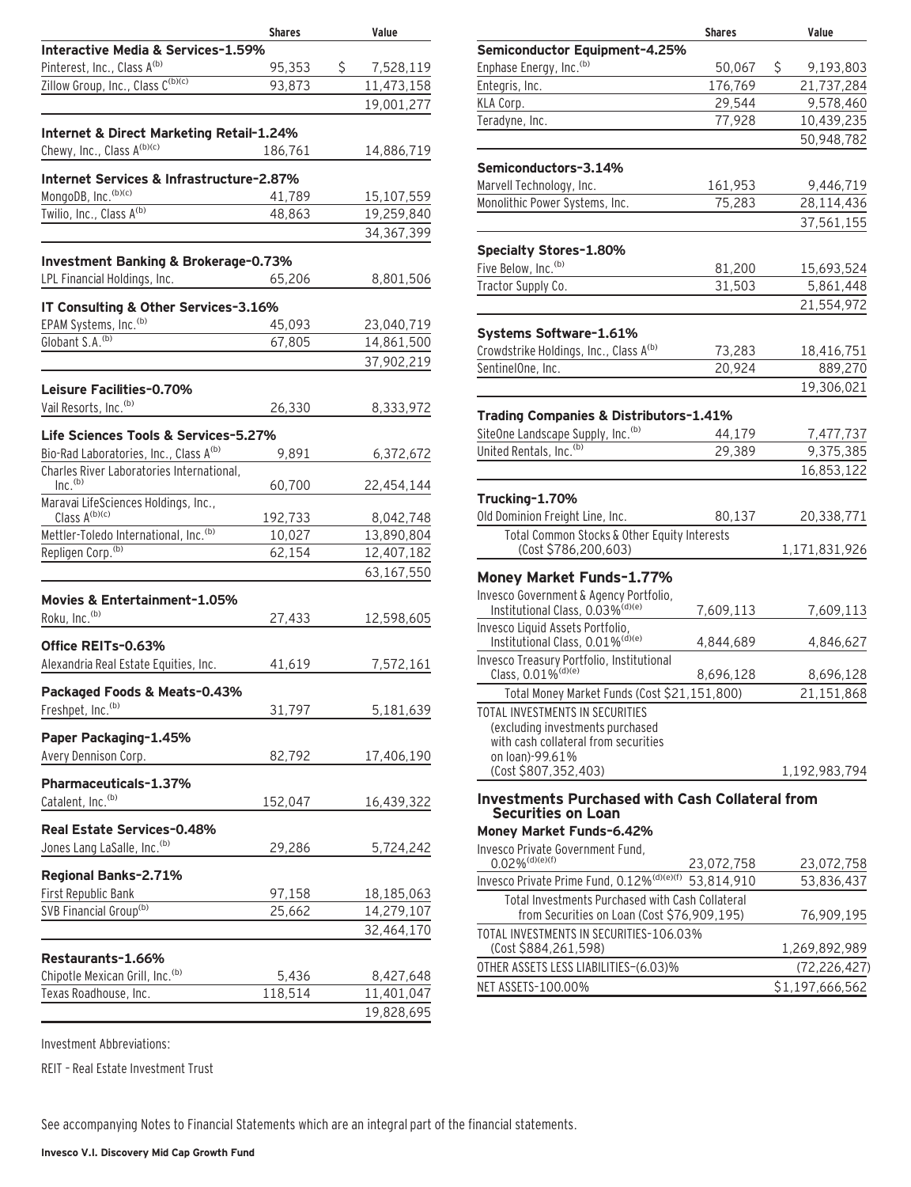| | Shares | Value |
|---|---|---|
| **Interactive Media & Services-1.59%** | | |
| Pinterest, Inc., Class A(b) | 95,353 | $ 7,528,119 |
| Zillow Group, Inc., Class C(b)(c) | 93,873 | 11,473,158 |
| | | 19,001,277 |
| **Internet & Direct Marketing Retail-1.24%** | | |
| Chewy, Inc., Class A(b)(c) | 186,761 | 14,886,719 |
| **Internet Services & Infrastructure-2.87%** | | |
| MongoDB, Inc.(b)(c) | 41,789 | 15,107,559 |
| Twilio, Inc., Class A(b) | 48,863 | 19,259,840 |
| | | 34,367,399 |
| **Investment Banking & Brokerage-0.73%** | | |
| LPL Financial Holdings, Inc. | 65,206 | 8,801,506 |
| **IT Consulting & Other Services-3.16%** | | |
| EPAM Systems, Inc.(b) | 45,093 | 23,040,719 |
| Globant S.A.(b) | 67,805 | 14,861,500 |
| | | 37,902,219 |
| **Leisure Facilities-0.70%** | | |
| Vail Resorts, Inc.(b) | 26,330 | 8,333,972 |
| **Life Sciences Tools & Services-5.27%** | | |
| Bio-Rad Laboratories, Inc., Class A(b) | 9,891 | 6,372,672 |
| Charles River Laboratories International, Inc.(b) | 60,700 | 22,454,144 |
| Maravai LifeSciences Holdings, Inc., Class A(b)(c) | 192,733 | 8,042,748 |
| Mettler-Toledo International, Inc.(b) | 10,027 | 13,890,804 |
| Repligen Corp.(b) | 62,154 | 12,407,182 |
| | | 63,167,550 |
| **Movies & Entertainment-1.05%** | | |
| Roku, Inc.(b) | 27,433 | 12,598,605 |
| **Office REITs-0.63%** | | |
| Alexandria Real Estate Equities, Inc. | 41,619 | 7,572,161 |
| **Packaged Foods & Meats-0.43%** | | |
| Freshpet, Inc.(b) | 31,797 | 5,181,639 |
| **Paper Packaging-1.45%** | | |
| Avery Dennison Corp. | 82,792 | 17,406,190 |
| **Pharmaceuticals-1.37%** | | |
| Catalent, Inc.(b) | 152,047 | 16,439,322 |
| **Real Estate Services-0.48%** | | |
| Jones Lang LaSalle, Inc.(b) | 29,286 | 5,724,242 |
| **Regional Banks-2.71%** | | |
| First Republic Bank | 97,158 | 18,185,063 |
| SVB Financial Group(b) | 25,662 | 14,279,107 |
| | | 32,464,170 |
| **Restaurants-1.66%** | | |
| Chipotle Mexican Grill, Inc.(b) | 5,436 | 8,427,648 |
| Texas Roadhouse, Inc. | 118,514 | 11,401,047 |
| | | 19,828,695 |
| **Semiconductor Equipment-4.25%** | | |
| Enphase Energy, Inc.(b) | 50,067 | $ 9,193,803 |
| Entegris, Inc. | 176,769 | 21,737,284 |
| KLA Corp. | 29,544 | 9,578,460 |
| Teradyne, Inc. | 77,928 | 10,439,235 |
| | | 50,948,782 |
| **Semiconductors-3.14%** | | |
| Marvell Technology, Inc. | 161,953 | 9,446,719 |
| Monolithic Power Systems, Inc. | 75,283 | 28,114,436 |
| | | 37,561,155 |
| **Specialty Stores-1.80%** | | |
| Five Below, Inc.(b) | 81,200 | 15,693,524 |
| Tractor Supply Co. | 31,503 | 5,861,448 |
| | | 21,554,972 |
| **Systems Software-1.61%** | | |
| Crowdstrike Holdings, Inc., Class A(b) | 73,283 | 18,416,751 |
| SentinelOne, Inc. | 20,924 | 889,270 |
| | | 19,306,021 |
| **Trading Companies & Distributors-1.41%** | | |
| SiteOne Landscape Supply, Inc.(b) | 44,179 | 7,477,737 |
| United Rentals, Inc.(b) | 29,389 | 9,375,385 |
| | | 16,853,122 |
| **Trucking-1.70%** | | |
| Old Dominion Freight Line, Inc. | 80,137 | 20,338,771 |
| Total Common Stocks & Other Equity Interests (Cost $786,200,603) | | 1,171,831,926 |
| **Money Market Funds-1.77%** | | |
| Invesco Government & Agency Portfolio, Institutional Class, 0.03%(d)(e) | 7,609,113 | 7,609,113 |
| Invesco Liquid Assets Portfolio, Institutional Class, 0.01%(d)(e) | 4,844,689 | 4,846,627 |
| Invesco Treasury Portfolio, Institutional Class, 0.01%(d)(e) | 8,696,128 | 8,696,128 |
| Total Money Market Funds (Cost $21,151,800) | | 21,151,868 |
| TOTAL INVESTMENTS IN SECURITIES (excluding investments purchased with cash collateral from securities on loan)-99.61% (Cost $807,352,403) | | 1,192,983,794 |
| **Investments Purchased with Cash Collateral from Securities on Loan** | | |
| **Money Market Funds-6.42%** | | |
| Invesco Private Government Fund, 0.02%(d)(e)(f) | 23,072,758 | 23,072,758 |
| Invesco Private Prime Fund, 0.12%(d)(e)(f) | 53,814,910 | 53,836,437 |
| Total Investments Purchased with Cash Collateral from Securities on Loan (Cost $76,909,195) | | 76,909,195 |
| TOTAL INVESTMENTS IN SECURITIES-106.03% (Cost $884,261,598) | | 1,269,892,989 |
| OTHER ASSETS LESS LIABILITIES-(6.03)% | | (72,226,427) |
| NET ASSETS-100.00% | | $1,197,666,562 |

Investment Abbreviations:

REIT – Real Estate Investment Trust

See accompanying Notes to Financial Statements which are an integral part of the financial statements.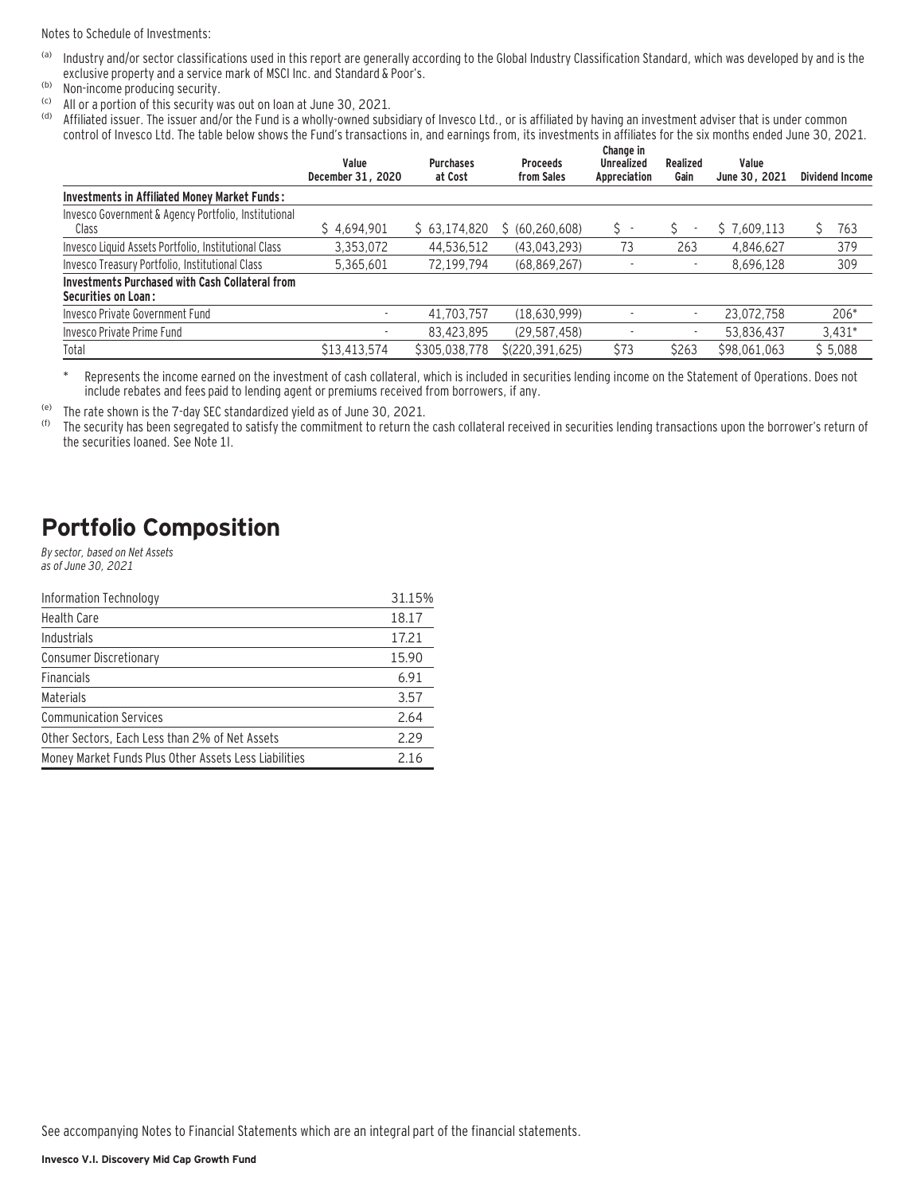Notes to Schedule of Investments:

(a) Industry and/or sector classifications used in this report are generally according to the Global Industry Classification Standard, which was developed by and is the exclusive property and a service mark of MSCI Inc. and Standard & Poor's.

(b) Non-income producing security.

(c) All or a portion of this security was out on loan at June 30, 2021.

(d) Affiliated issuer. The issuer and/or the Fund is a wholly-owned subsidiary of Invesco Ltd., or is affiliated by having an investment adviser that is under common control of Invesco Ltd. The table below shows the Fund's transactions in, and earnings from, its investments in affiliates for the six months ended June 30, 2021.

| | Value December 31, 2020 | Purchases at Cost | Proceeds from Sales | Change in Unrealized Appreciation | Realized Gain | Value June 30, 2021 | Dividend Income |
|---|---|---|---|---|---|---|---|
| **Investments in Affiliated Money Market Funds:** | | | | | | | |
| Invesco Government & Agency Portfolio, Institutional Class | $ 4,694,901 | $ 63,174,820 | $ (60,260,608) | $ - | $ - | $ 7,609,113 | $ 763 |
| Invesco Liquid Assets Portfolio, Institutional Class | 3,353,072 | 44,536,512 | (43,043,293) | 73 | 263 | 4,846,627 | 379 |
| Invesco Treasury Portfolio, Institutional Class | 5,365,601 | 72,199,794 | (68,869,267) | - | - | 8,696,128 | 309 |
| **Investments Purchased with Cash Collateral from Securities on Loan:** | | | | | | | |
| Invesco Private Government Fund | - | 41,703,757 | (18,630,999) | - | - | 23,072,758 | 206* |
| Invesco Private Prime Fund | - | 83,423,895 | (29,587,458) | - | - | 53,836,437 | 3,431* |
| Total | $13,413,574 | $305,038,778 | $(220,391,625) | $73 | $263 | $98,061,063 | $ 5,088 |

\* Represents the income earned on the investment of cash collateral, which is included in securities lending income on the Statement of Operations. Does not include rebates and fees paid to lending agent or premiums received from borrowers, if any.

(e) The rate shown is the 7-day SEC standardized yield as of June 30, 2021.

(f) The security has been segregated to satisfy the commitment to return the cash collateral received in securities lending transactions upon the borrower's return of the securities loaned. See Note 1I.

# Portfolio Composition

*By sector, based on Net Assets*
*as of June 30, 2021*

| | |
|---|---|
| Information Technology | 31.15% |
| Health Care | 18.17 |
| Industrials | 17.21 |
| Consumer Discretionary | 15.90 |
| Financials | 6.91 |
| Materials | 3.57 |
| Communication Services | 2.64 |
| Other Sectors, Each Less than 2% of Net Assets | 2.29 |
| Money Market Funds Plus Other Assets Less Liabilities | 2.16 |

See accompanying Notes to Financial Statements which are an integral part of the financial statements.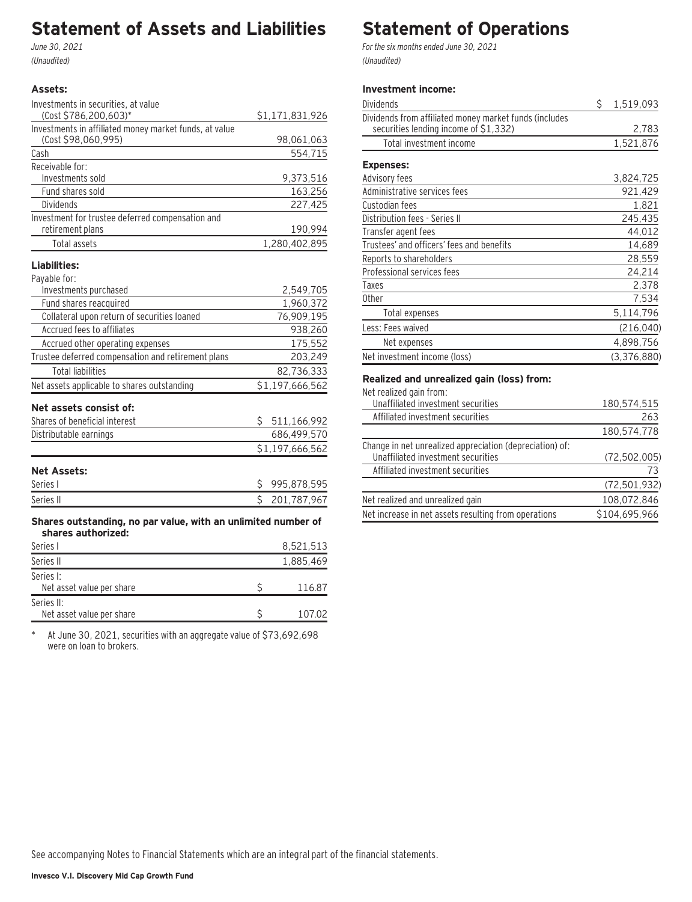# Statement of Assets and Liabilities

*June 30, 2021*

*(Unaudited)*

| | |
|---|---|
| **Assets:** | |
| Investments in securities, at value (Cost $786,200,603)* | $1,171,831,926 |
| Investments in affiliated money market funds, at value (Cost $98,060,995) | 98,061,063 |
| Cash | 554,715 |
| Receivable for: | |
| Investments sold | 9,373,516 |
| Fund shares sold | 163,256 |
| Dividends | 227,425 |
| Investment for trustee deferred compensation and retirement plans | 190,994 |
| Total assets | 1,280,402,895 |
| **Liabilities:** | |
| Payable for: | |
| Investments purchased | 2,549,705 |
| Fund shares reacquired | 1,960,372 |
| Collateral upon return of securities loaned | 76,909,195 |
| Accrued fees to affiliates | 938,260 |
| Accrued other operating expenses | 175,552 |
| Trustee deferred compensation and retirement plans | 203,249 |
| Total liabilities | 82,736,333 |
| Net assets applicable to shares outstanding | $1,197,666,562 |
| **Net assets consist of:** | |
| Shares of beneficial interest | $ 511,166,992 |
| Distributable earnings | 686,499,570 |
| | $1,197,666,562 |
| **Net Assets:** | |
| Series I | $ 995,878,595 |
| Series II | $ 201,787,967 |
| **Shares outstanding, no par value, with an unlimited number of shares authorized:** | |
| Series I | 8,521,513 |
| Series II | 1,885,469 |
| Series I: Net asset value per share | $ 116.87 |
| Series II: Net asset value per share | $ 107.02 |

* At June 30, 2021, securities with an aggregate value of $73,692,698 were on loan to brokers.

# Statement of Operations

*For the six months ended June 30, 2021*

*(Unaudited)*

| | |
|---|---|
| **Investment income:** | |
| Dividends | $ 1,519,093 |
| Dividends from affiliated money market funds (includes securities lending income of $1,332) | 2,783 |
| Total investment income | 1,521,876 |
| **Expenses:** | |
| Advisory fees | 3,824,725 |
| Administrative services fees | 921,429 |
| Custodian fees | 1,821 |
| Distribution fees - Series II | 245,435 |
| Transfer agent fees | 44,012 |
| Trustees' and officers' fees and benefits | 14,689 |
| Reports to shareholders | 28,559 |
| Professional services fees | 24,214 |
| Taxes | 2,378 |
| Other | 7,534 |
| Total expenses | 5,114,796 |
| Less: Fees waived | (216,040) |
| Net expenses | 4,898,756 |
| Net investment income (loss) | (3,376,880) |
| **Realized and unrealized gain (loss) from:** | |
| Net realized gain from: | |
| Unaffiliated investment securities | 180,574,515 |
| Affiliated investment securities | 263 |
| | 180,574,778 |
| Change in net unrealized appreciation (depreciation) of: | |
| Unaffiliated investment securities | (72,502,005) |
| Affiliated investment securities | 73 |
| | (72,501,932) |
| Net realized and unrealized gain | 108,072,846 |
| Net increase in net assets resulting from operations | $104,695,966 |

See accompanying Notes to Financial Statements which are an integral part of the financial statements.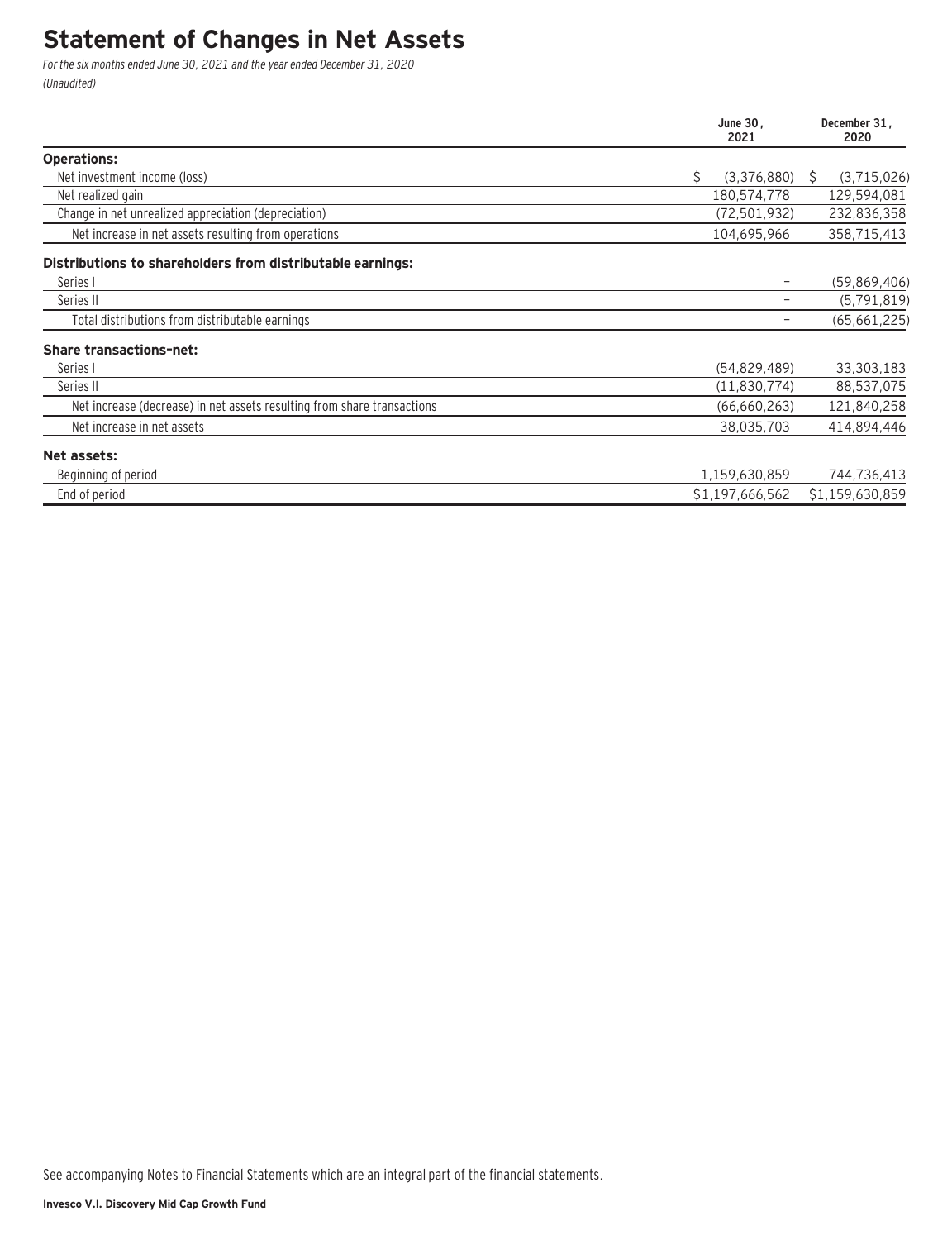# Statement of Changes in Net Assets

*For the six months ended June 30, 2021 and the year ended December 31, 2020*
*(Unaudited)*

| | June 30, 2021 | December 31, 2020 |
|---|---|---|
| **Operations:** | | |
| Net investment income (loss) | $ (3,376,880) | $ (3,715,026) |
| Net realized gain | 180,574,778 | 129,594,081 |
| Change in net unrealized appreciation (depreciation) | (72,501,932) | 232,836,358 |
| Net increase in net assets resulting from operations | 104,695,966 | 358,715,413 |
| **Distributions to shareholders from distributable earnings:** | | |
| Series I | – | (59,869,406) |
| Series II | – | (5,791,819) |
| Total distributions from distributable earnings | – | (65,661,225) |
| **Share transactions-net:** | | |
| Series I | (54,829,489) | 33,303,183 |
| Series II | (11,830,774) | 88,537,075 |
| Net increase (decrease) in net assets resulting from share transactions | (66,660,263) | 121,840,258 |
| Net increase in net assets | 38,035,703 | 414,894,446 |
| **Net assets:** | | |
| Beginning of period | 1,159,630,859 | 744,736,413 |
| End of period | $1,197,666,562 | $1,159,630,859 |

See accompanying Notes to Financial Statements which are an integral part of the financial statements.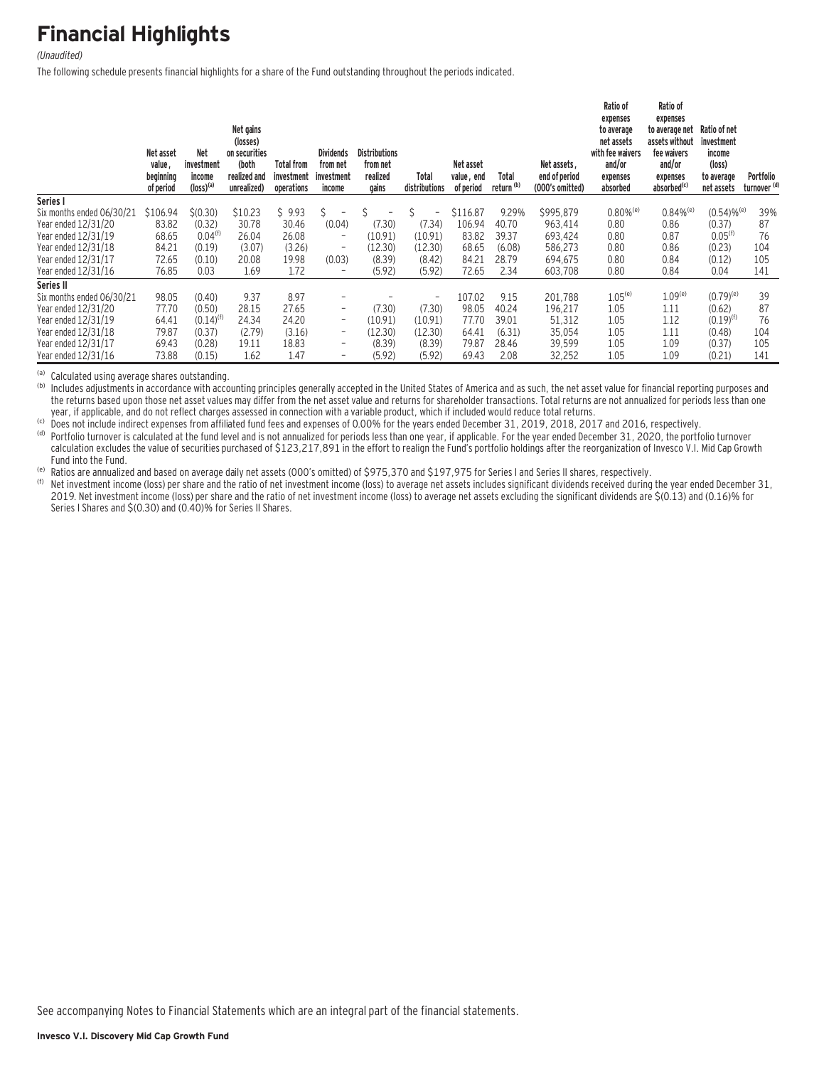# Financial Highlights

*(Unaudited)*

The following schedule presents financial highlights for a share of the Fund outstanding throughout the periods indicated.

| | Net asset value, beginning of period | Net investment income (loss)[a] | Net gains (losses) on securities (both realized and unrealized) | Total from investment operations | Dividends from net investment income | Distributions from net realized gains | Total distributions | Net asset value, end of period | Total return [b] | Net assets, end of period (000's omitted) | Ratio of expenses to average net assets with fee waivers and/or expenses absorbed | Ratio of expenses to average net assets without fee waivers and/or expenses absorbed[c] | Ratio of net investment income (loss) to average net assets | Portfolio turnover [d] |
|---|---|---|---|---|---|---|---|---|---|---|---|---|---|---|
| **Series I** | | | | | | | | | | | | | | |
| Six months ended 06/30/21 | $106.94 | $(0.30) | $10.23 | $ 9.93 | $ – | $ – | $ – | $116.87 | 9.29% | $995,879 | 0.80%[e] | 0.84%[e] | (0.54)%[e] | 39% |
| Year ended 12/31/20 | 83.82 | (0.32) | 30.78 | 30.46 | (0.04) | (7.30) | (7.34) | 106.94 | 40.70 | 963,414 | 0.80 | 0.86 | (0.37) | 87 |
| Year ended 12/31/19 | 68.65 | 0.04[f] | 26.04 | 26.08 | – | (10.91) | (10.91) | 83.82 | 39.37 | 693,424 | 0.80 | 0.87 | 0.05[f] | 76 |
| Year ended 12/31/18 | 84.21 | (0.19) | (3.07) | (3.26) | – | (12.30) | (12.30) | 68.65 | (6.08) | 586,273 | 0.80 | 0.86 | (0.23) | 104 |
| Year ended 12/31/17 | 72.65 | (0.10) | 20.08 | 19.98 | (0.03) | (8.39) | (8.42) | 84.21 | 28.79 | 694,675 | 0.80 | 0.84 | (0.12) | 105 |
| Year ended 12/31/16 | 76.85 | 0.03 | 1.69 | 1.72 | – | (5.92) | (5.92) | 72.65 | 2.34 | 603,708 | 0.80 | 0.84 | 0.04 | 141 |
| **Series II** | | | | | | | | | | | | | | |
| Six months ended 06/30/21 | 98.05 | (0.40) | 9.37 | 8.97 | – | – | – | 107.02 | 9.15 | 201,788 | 1.05[e] | 1.09[e] | (0.79)[e] | 39 |
| Year ended 12/31/20 | 77.70 | (0.50) | 28.15 | 27.65 | – | (7.30) | (7.30) | 98.05 | 40.24 | 196,217 | 1.05 | 1.11 | (0.62) | 87 |
| Year ended 12/31/19 | 64.41 | (0.14)[f] | 24.34 | 24.20 | – | (10.91) | (10.91) | 77.70 | 39.01 | 51,312 | 1.05 | 1.12 | (0.19)[f] | 76 |
| Year ended 12/31/18 | 79.87 | (0.37) | (2.79) | (3.16) | – | (12.30) | (12.30) | 64.41 | (6.31) | 35,054 | 1.05 | 1.11 | (0.48) | 104 |
| Year ended 12/31/17 | 69.43 | (0.28) | 19.11 | 18.83 | – | (8.39) | (8.39) | 79.87 | 28.46 | 39,599 | 1.05 | 1.09 | (0.37) | 105 |
| Year ended 12/31/16 | 73.88 | (0.15) | 1.62 | 1.47 | – | (5.92) | (5.92) | 69.43 | 2.08 | 32,252 | 1.05 | 1.09 | (0.21) | 141 |

[a] Calculated using average shares outstanding.

[b] Includes adjustments in accordance with accounting principles generally accepted in the United States of America and as such, the net asset value for financial reporting purposes and the returns based upon those net asset values may differ from the net asset value and returns for shareholder transactions. Total returns are not annualized for periods less than one year, if applicable, and do not reflect charges assessed in connection with a variable product, which if included would reduce total returns.

[c] Does not include indirect expenses from affiliated fund fees and expenses of 0.00% for the years ended December 31, 2019, 2018, 2017 and 2016, respectively.

[d] Portfolio turnover is calculated at the fund level and is not annualized for periods less than one year, if applicable. For the year ended December 31, 2020, the portfolio turnover calculation excludes the value of securities purchased of $123,217,891 in the effort to realign the Fund's portfolio holdings after the reorganization of Invesco V.I. Mid Cap Growth Fund into the Fund.

[e] Ratios are annualized and based on average daily net assets (000's omitted) of $975,370 and $197,975 for Series I and Series II shares, respectively.

[f] Net investment income (loss) per share and the ratio of net investment income (loss) to average net assets includes significant dividends received during the year ended December 31, 2019. Net investment income (loss) per share and the ratio of net investment income (loss) to average net assets excluding the significant dividends are $(0.13) and (0.16)% for Series I Shares and $(0.30) and (0.40)% for Series II Shares.

See accompanying Notes to Financial Statements which are an integral part of the financial statements.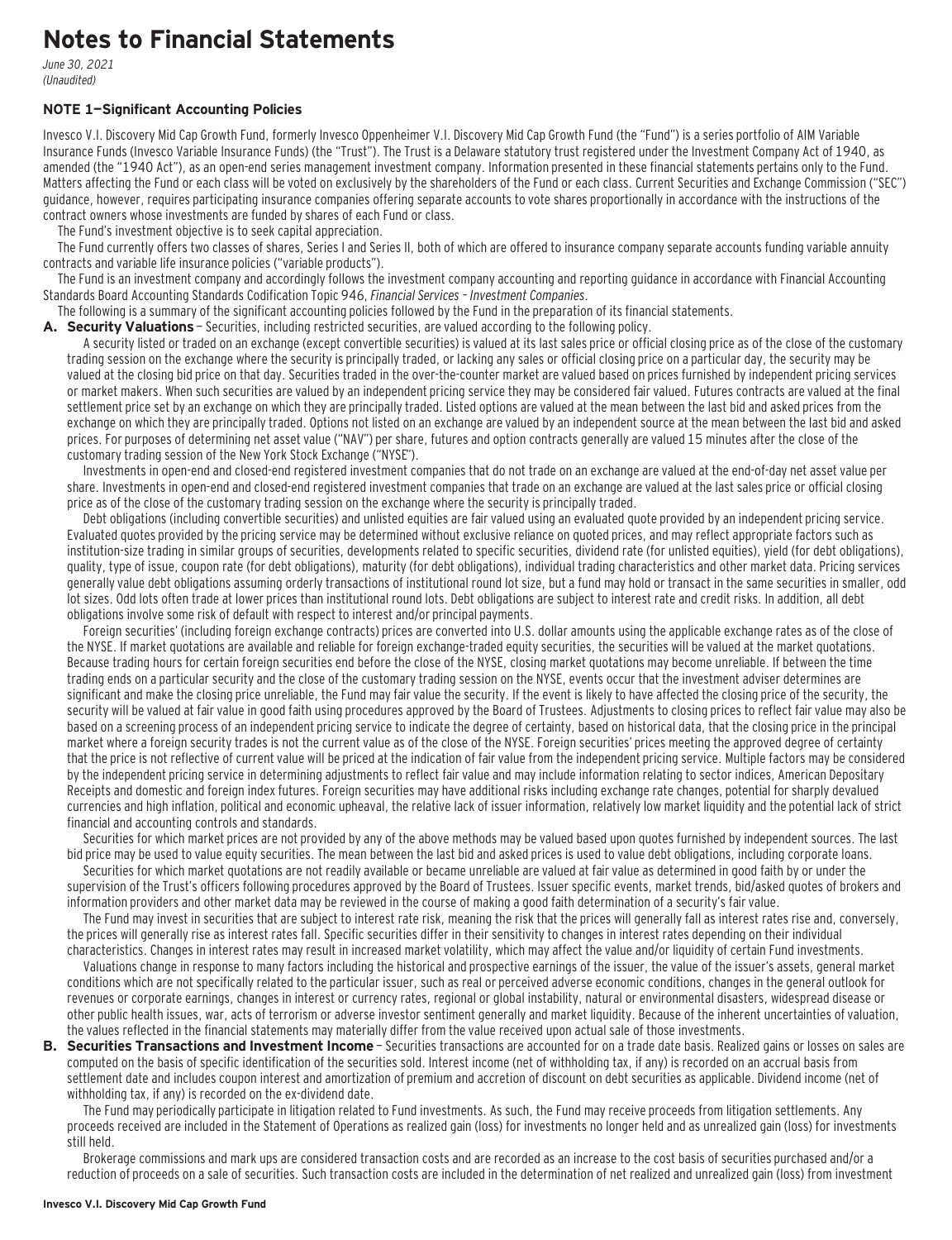# Notes to Financial Statements

*June 30, 2021*
*(Unaudited)*

### NOTE 1—Significant Accounting Policies

Invesco V.I. Discovery Mid Cap Growth Fund, formerly Invesco Oppenheimer V.I. Discovery Mid Cap Growth Fund (the "Fund") is a series portfolio of AIM Variable Insurance Funds (Invesco Variable Insurance Funds) (the "Trust"). The Trust is a Delaware statutory trust registered under the Investment Company Act of 1940, as amended (the "1940 Act"), as an open-end series management investment company. Information presented in these financial statements pertains only to the Fund. Matters affecting the Fund or each class will be voted on exclusively by the shareholders of the Fund or each class. Current Securities and Exchange Commission ("SEC") guidance, however, requires participating insurance companies offering separate accounts to vote shares proportionally in accordance with the instructions of the contract owners whose investments are funded by shares of each Fund or class.

The Fund's investment objective is to seek capital appreciation.

The Fund currently offers two classes of shares, Series I and Series II, both of which are offered to insurance company separate accounts funding variable annuity contracts and variable life insurance policies ("variable products").

The Fund is an investment company and accordingly follows the investment company accounting and reporting guidance in accordance with Financial Accounting Standards Board Accounting Standards Codification Topic 946, *Financial Services – Investment Companies*.

The following is a summary of the significant accounting policies followed by the Fund in the preparation of its financial statements.

**A. Security Valuations** — Securities, including restricted securities, are valued according to the following policy.

A security listed or traded on an exchange (except convertible securities) is valued at its last sales price or official closing price as of the close of the customary trading session on the exchange where the security is principally traded, or lacking any sales or official closing price on a particular day, the security may be valued at the closing bid price on that day. Securities traded in the over-the-counter market are valued based on prices furnished by independent pricing services or market makers. When such securities are valued by an independent pricing service they may be considered fair valued. Futures contracts are valued at the final settlement price set by an exchange on which they are principally traded. Listed options are valued at the mean between the last bid and asked prices from the exchange on which they are principally traded. Options not listed on an exchange are valued by an independent source at the mean between the last bid and asked prices. For purposes of determining net asset value ("NAV") per share, futures and option contracts generally are valued 15 minutes after the close of the customary trading session of the New York Stock Exchange ("NYSE").

Investments in open-end and closed-end registered investment companies that do not trade on an exchange are valued at the end-of-day net asset value per share. Investments in open-end and closed-end registered investment companies that trade on an exchange are valued at the last sales price or official closing price as of the close of the customary trading session on the exchange where the security is principally traded.

Debt obligations (including convertible securities) and unlisted equities are fair valued using an evaluated quote provided by an independent pricing service. Evaluated quotes provided by the pricing service may be determined without exclusive reliance on quoted prices, and may reflect appropriate factors such as institution-size trading in similar groups of securities, developments related to specific securities, dividend rate (for unlisted equities), yield (for debt obligations), quality, type of issue, coupon rate (for debt obligations), maturity (for debt obligations), individual trading characteristics and other market data. Pricing services generally value debt obligations assuming orderly transactions of institutional round lot size, but a fund may hold or transact in the same securities in smaller, odd lot sizes. Odd lots often trade at lower prices than institutional round lots. Debt obligations are subject to interest rate and credit risks. In addition, all debt obligations involve some risk of default with respect to interest and/or principal payments.

Foreign securities' (including foreign exchange contracts) prices are converted into U.S. dollar amounts using the applicable exchange rates as of the close of the NYSE. If market quotations are available and reliable for foreign exchange-traded equity securities, the securities will be valued at the market quotations. Because trading hours for certain foreign securities end before the close of the NYSE, closing market quotations may become unreliable. If between the time trading ends on a particular security and the close of the customary trading session on the NYSE, events occur that the investment adviser determines are significant and make the closing price unreliable, the Fund may fair value the security. If the event is likely to have affected the closing price of the security, the security will be valued at fair value in good faith using procedures approved by the Board of Trustees. Adjustments to closing prices to reflect fair value may also be based on a screening process of an independent pricing service to indicate the degree of certainty, based on historical data, that the closing price in the principal market where a foreign security trades is not the current value as of the close of the NYSE. Foreign securities' prices meeting the approved degree of certainty that the price is not reflective of current value will be priced at the indication of fair value from the independent pricing service. Multiple factors may be considered by the independent pricing service in determining adjustments to reflect fair value and may include information relating to sector indices, American Depositary Receipts and domestic and foreign index futures. Foreign securities may have additional risks including exchange rate changes, potential for sharply devalued currencies and high inflation, political and economic upheaval, the relative lack of issuer information, relatively low market liquidity and the potential lack of strict financial and accounting controls and standards.

Securities for which market prices are not provided by any of the above methods may be valued based upon quotes furnished by independent sources. The last bid price may be used to value equity securities. The mean between the last bid and asked prices is used to value debt obligations, including corporate loans.

Securities for which market quotations are not readily available or became unreliable are valued at fair value as determined in good faith by or under the supervision of the Trust's officers following procedures approved by the Board of Trustees. Issuer specific events, market trends, bid/asked quotes of brokers and information providers and other market data may be reviewed in the course of making a good faith determination of a security's fair value.

The Fund may invest in securities that are subject to interest rate risk, meaning the risk that the prices will generally fall as interest rates rise and, conversely, the prices will generally rise as interest rates fall. Specific securities differ in their sensitivity to changes in interest rates depending on their individual characteristics. Changes in interest rates may result in increased market volatility, which may affect the value and/or liquidity of certain Fund investments.

Valuations change in response to many factors including the historical and prospective earnings of the issuer, the value of the issuer's assets, general market conditions which are not specifically related to the particular issuer, such as real or perceived adverse economic conditions, changes in the general outlook for revenues or corporate earnings, changes in interest or currency rates, regional or global instability, natural or environmental disasters, widespread disease or other public health issues, war, acts of terrorism or adverse investor sentiment generally and market liquidity. Because of the inherent uncertainties of valuation, the values reflected in the financial statements may materially differ from the value received upon actual sale of those investments.

**B. Securities Transactions and Investment Income** — Securities transactions are accounted for on a trade date basis. Realized gains or losses on sales are computed on the basis of specific identification of the securities sold. Interest income (net of withholding tax, if any) is recorded on an accrual basis from settlement date and includes coupon interest and amortization of premium and accretion of discount on debt securities as applicable. Dividend income (net of withholding tax, if any) is recorded on the ex-dividend date.

The Fund may periodically participate in litigation related to Fund investments. As such, the Fund may receive proceeds from litigation settlements. Any proceeds received are included in the Statement of Operations as realized gain (loss) for investments no longer held and as unrealized gain (loss) for investments still held.

Brokerage commissions and mark ups are considered transaction costs and are recorded as an increase to the cost basis of securities purchased and/or a reduction of proceeds on a sale of securities. Such transaction costs are included in the determination of net realized and unrealized gain (loss) from investment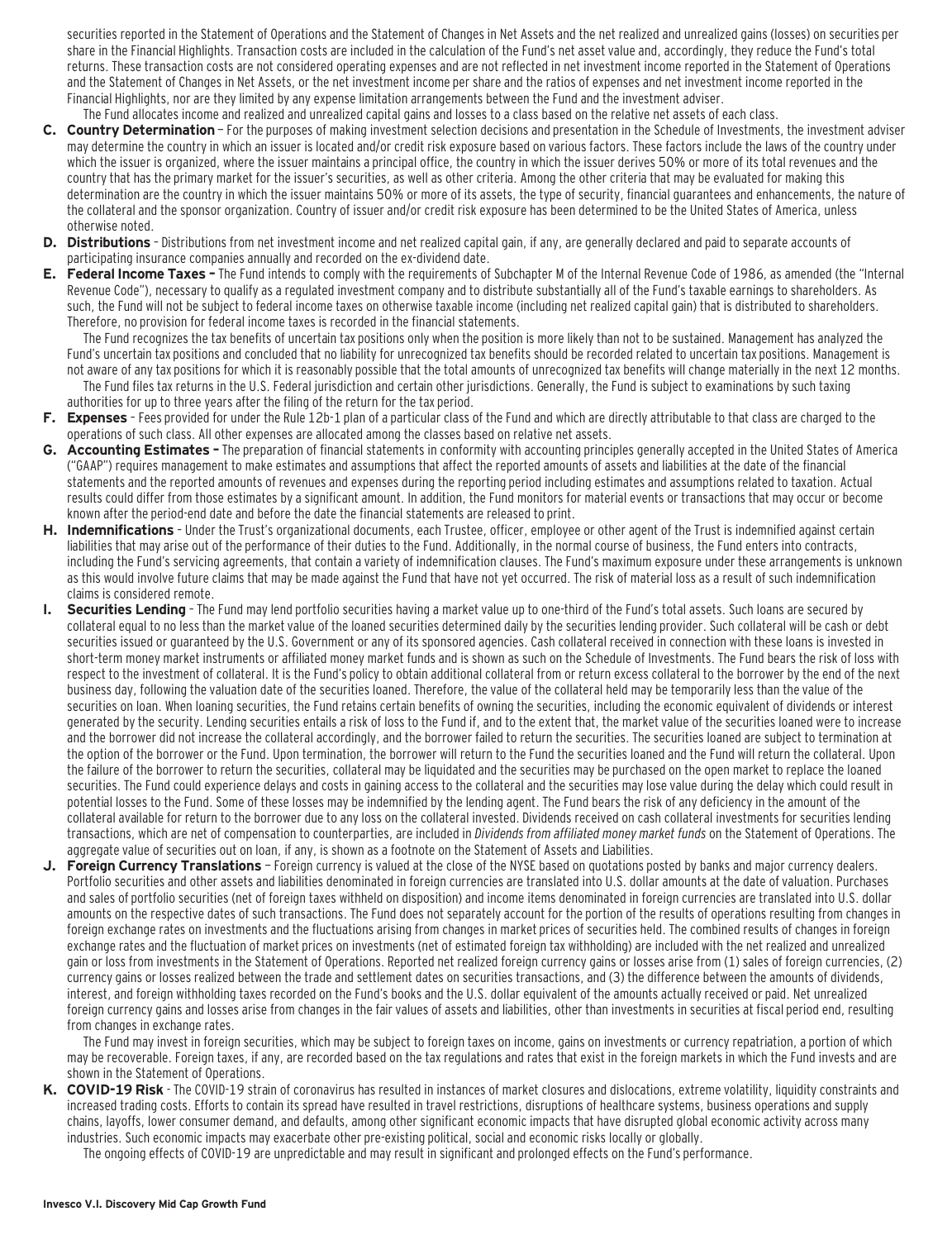securities reported in the Statement of Operations and the Statement of Changes in Net Assets and the net realized and unrealized gains (losses) on securities per share in the Financial Highlights. Transaction costs are included in the calculation of the Fund's net asset value and, accordingly, they reduce the Fund's total returns. These transaction costs are not considered operating expenses and are not reflected in net investment income reported in the Statement of Operations and the Statement of Changes in Net Assets, or the net investment income per share and the ratios of expenses and net investment income reported in the Financial Highlights, nor are they limited by any expense limitation arrangements between the Fund and the investment adviser.

The Fund allocates income and realized and unrealized capital gains and losses to a class based on the relative net assets of each class.

**C. Country Determination** – For the purposes of making investment selection decisions and presentation in the Schedule of Investments, the investment adviser may determine the country in which an issuer is located and/or credit risk exposure based on various factors. These factors include the laws of the country under which the issuer is organized, where the issuer maintains a principal office, the country in which the issuer derives 50% or more of its total revenues and the country that has the primary market for the issuer's securities, as well as other criteria. Among the other criteria that may be evaluated for making this determination are the country in which the issuer maintains 50% or more of its assets, the type of security, financial guarantees and enhancements, the nature of the collateral and the sponsor organization. Country of issuer and/or credit risk exposure has been determined to be the United States of America, unless otherwise noted.

**D. Distributions** – Distributions from net investment income and net realized capital gain, if any, are generally declared and paid to separate accounts of participating insurance companies annually and recorded on the ex-dividend date.

**E. Federal Income Taxes –** The Fund intends to comply with the requirements of Subchapter M of the Internal Revenue Code of 1986, as amended (the "Internal Revenue Code"), necessary to qualify as a regulated investment company and to distribute substantially all of the Fund's taxable earnings to shareholders. As such, the Fund will not be subject to federal income taxes on otherwise taxable income (including net realized capital gain) that is distributed to shareholders. Therefore, no provision for federal income taxes is recorded in the financial statements.

The Fund recognizes the tax benefits of uncertain tax positions only when the position is more likely than not to be sustained. Management has analyzed the Fund's uncertain tax positions and concluded that no liability for unrecognized tax benefits should be recorded related to uncertain tax positions. Management is not aware of any tax positions for which it is reasonably possible that the total amounts of unrecognized tax benefits will change materially in the next 12 months.

The Fund files tax returns in the U.S. Federal jurisdiction and certain other jurisdictions. Generally, the Fund is subject to examinations by such taxing authorities for up to three years after the filing of the return for the tax period.

**F. Expenses** – Fees provided for under the Rule 12b-1 plan of a particular class of the Fund and which are directly attributable to that class are charged to the operations of such class. All other expenses are allocated among the classes based on relative net assets.

**G. Accounting Estimates –** The preparation of financial statements in conformity with accounting principles generally accepted in the United States of America ("GAAP") requires management to make estimates and assumptions that affect the reported amounts of assets and liabilities at the date of the financial statements and the reported amounts of revenues and expenses during the reporting period including estimates and assumptions related to taxation. Actual results could differ from those estimates by a significant amount. In addition, the Fund monitors for material events or transactions that may occur or become known after the period-end date and before the date the financial statements are released to print.

**H. Indemnifications** – Under the Trust's organizational documents, each Trustee, officer, employee or other agent of the Trust is indemnified against certain liabilities that may arise out of the performance of their duties to the Fund. Additionally, in the normal course of business, the Fund enters into contracts, including the Fund's servicing agreements, that contain a variety of indemnification clauses. The Fund's maximum exposure under these arrangements is unknown as this would involve future claims that may be made against the Fund that have not yet occurred. The risk of material loss as a result of such indemnification claims is considered remote.

**I. Securities Lending** – The Fund may lend portfolio securities having a market value up to one-third of the Fund's total assets. Such loans are secured by collateral equal to no less than the market value of the loaned securities determined daily by the securities lending provider. Such collateral will be cash or debt securities issued or guaranteed by the U.S. Government or any of its sponsored agencies. Cash collateral received in connection with these loans is invested in short-term money market instruments or affiliated money market funds and is shown as such on the Schedule of Investments. The Fund bears the risk of loss with respect to the investment of collateral. It is the Fund's policy to obtain additional collateral from or return excess collateral to the borrower by the end of the next business day, following the valuation date of the securities loaned. Therefore, the value of the collateral held may be temporarily less than the value of the securities on loan. When loaning securities, the Fund retains certain benefits of owning the securities, including the economic equivalent of dividends or interest generated by the security. Lending securities entails a risk of loss to the Fund if, and to the extent that, the market value of the securities loaned were to increase and the borrower did not increase the collateral accordingly, and the borrower failed to return the securities. The securities loaned are subject to termination at the option of the borrower or the Fund. Upon termination, the borrower will return to the Fund the securities loaned and the Fund will return the collateral. Upon the failure of the borrower to return the securities, collateral may be liquidated and the securities may be purchased on the open market to replace the loaned securities. The Fund could experience delays and costs in gaining access to the collateral and the securities may lose value during the delay which could result in potential losses to the Fund. Some of these losses may be indemnified by the lending agent. The Fund bears the risk of any deficiency in the amount of the collateral available for return to the borrower due to any loss on the collateral invested. Dividends received on cash collateral investments for securities lending transactions, which are net of compensation to counterparties, are included in *Dividends from affiliated money market funds* on the Statement of Operations. The aggregate value of securities out on loan, if any, is shown as a footnote on the Statement of Assets and Liabilities.

**J. Foreign Currency Translations** – Foreign currency is valued at the close of the NYSE based on quotations posted by banks and major currency dealers. Portfolio securities and other assets and liabilities denominated in foreign currencies are translated into U.S. dollar amounts at the date of valuation. Purchases and sales of portfolio securities (net of foreign taxes withheld on disposition) and income items denominated in foreign currencies are translated into U.S. dollar amounts on the respective dates of such transactions. The Fund does not separately account for the portion of the results of operations resulting from changes in foreign exchange rates on investments and the fluctuations arising from changes in market prices of securities held. The combined results of changes in foreign exchange rates and the fluctuation of market prices on investments (net of estimated foreign tax withholding) are included with the net realized and unrealized gain or loss from investments in the Statement of Operations. Reported net realized foreign currency gains or losses arise from (1) sales of foreign currencies, (2) currency gains or losses realized between the trade and settlement dates on securities transactions, and (3) the difference between the amounts of dividends, interest, and foreign withholding taxes recorded on the Fund's books and the U.S. dollar equivalent of the amounts actually received or paid. Net unrealized foreign currency gains and losses arise from changes in the fair values of assets and liabilities, other than investments in securities at fiscal period end, resulting from changes in exchange rates.

The Fund may invest in foreign securities, which may be subject to foreign taxes on income, gains on investments or currency repatriation, a portion of which may be recoverable. Foreign taxes, if any, are recorded based on the tax regulations and rates that exist in the foreign markets in which the Fund invests and are shown in the Statement of Operations.

**K. COVID-19 Risk** - The COVID-19 strain of coronavirus has resulted in instances of market closures and dislocations, extreme volatility, liquidity constraints and increased trading costs. Efforts to contain its spread have resulted in travel restrictions, disruptions of healthcare systems, business operations and supply chains, layoffs, lower consumer demand, and defaults, among other significant economic impacts that have disrupted global economic activity across many industries. Such economic impacts may exacerbate other pre-existing political, social and economic risks locally or globally.

The ongoing effects of COVID-19 are unpredictable and may result in significant and prolonged effects on the Fund's performance.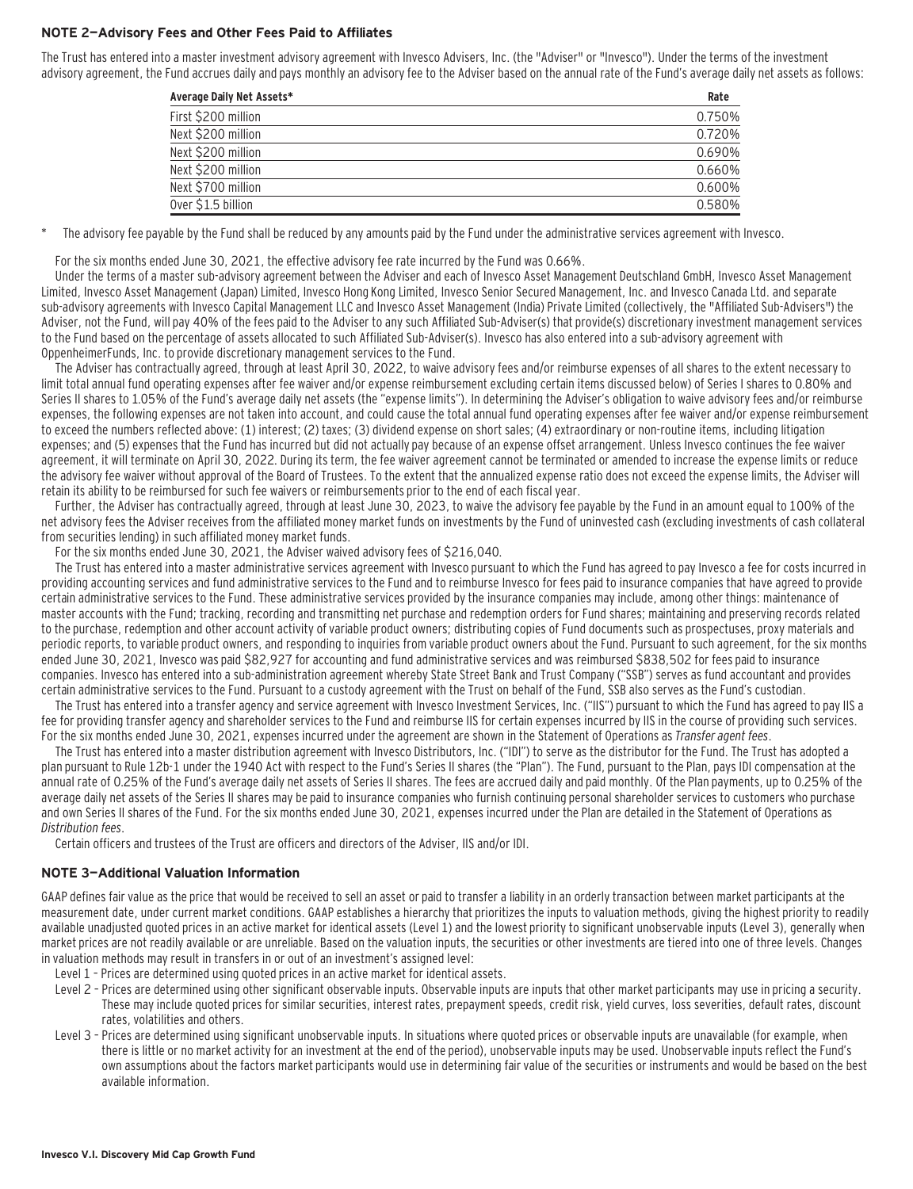## NOTE 2—Advisory Fees and Other Fees Paid to Affiliates

The Trust has entered into a master investment advisory agreement with Invesco Advisers, Inc. (the "Adviser" or "Invesco"). Under the terms of the investment advisory agreement, the Fund accrues daily and pays monthly an advisory fee to the Adviser based on the annual rate of the Fund's average daily net assets as follows:

| Average Daily Net Assets* | Rate |
|---|---|
| First $200 million | 0.750% |
| Next $200 million | 0.720% |
| Next $200 million | 0.690% |
| Next $200 million | 0.660% |
| Next $700 million | 0.600% |
| Over $1.5 billion | 0.580% |

\* The advisory fee payable by the Fund shall be reduced by any amounts paid by the Fund under the administrative services agreement with Invesco.

For the six months ended June 30, 2021, the effective advisory fee rate incurred by the Fund was 0.66%.

Under the terms of a master sub-advisory agreement between the Adviser and each of Invesco Asset Management Deutschland GmbH, Invesco Asset Management Limited, Invesco Asset Management (Japan) Limited, Invesco Hong Kong Limited, Invesco Senior Secured Management, Inc. and Invesco Canada Ltd. and separate sub-advisory agreements with Invesco Capital Management LLC and Invesco Asset Management (India) Private Limited (collectively, the "Affiliated Sub-Advisers") the Adviser, not the Fund, will pay 40% of the fees paid to the Adviser to any such Affiliated Sub-Adviser(s) that provide(s) discretionary investment management services to the Fund based on the percentage of assets allocated to such Affiliated Sub-Adviser(s). Invesco has also entered into a sub-advisory agreement with OppenheimerFunds, Inc. to provide discretionary management services to the Fund.

The Adviser has contractually agreed, through at least April 30, 2022, to waive advisory fees and/or reimburse expenses of all shares to the extent necessary to limit total annual fund operating expenses after fee waiver and/or expense reimbursement excluding certain items discussed below) of Series I shares to 0.80% and Series II shares to 1.05% of the Fund's average daily net assets (the "expense limits"). In determining the Adviser's obligation to waive advisory fees and/or reimburse expenses, the following expenses are not taken into account, and could cause the total annual fund operating expenses after fee waiver and/or expense reimbursement to exceed the numbers reflected above: (1) interest; (2) taxes; (3) dividend expense on short sales; (4) extraordinary or non-routine items, including litigation expenses; and (5) expenses that the Fund has incurred but did not actually pay because of an expense offset arrangement. Unless Invesco continues the fee waiver agreement, it will terminate on April 30, 2022. During its term, the fee waiver agreement cannot be terminated or amended to increase the expense limits or reduce the advisory fee waiver without approval of the Board of Trustees. To the extent that the annualized expense ratio does not exceed the expense limits, the Adviser will retain its ability to be reimbursed for such fee waivers or reimbursements prior to the end of each fiscal year.

Further, the Adviser has contractually agreed, through at least June 30, 2023, to waive the advisory fee payable by the Fund in an amount equal to 100% of the net advisory fees the Adviser receives from the affiliated money market funds on investments by the Fund of uninvested cash (excluding investments of cash collateral from securities lending) in such affiliated money market funds.

For the six months ended June 30, 2021, the Adviser waived advisory fees of $216,040.

The Trust has entered into a master administrative services agreement with Invesco pursuant to which the Fund has agreed to pay Invesco a fee for costs incurred in providing accounting services and fund administrative services to the Fund and to reimburse Invesco for fees paid to insurance companies that have agreed to provide certain administrative services to the Fund. These administrative services provided by the insurance companies may include, among other things: maintenance of master accounts with the Fund; tracking, recording and transmitting net purchase and redemption orders for Fund shares; maintaining and preserving records related to the purchase, redemption and other account activity of variable product owners; distributing copies of Fund documents such as prospectuses, proxy materials and periodic reports, to variable product owners, and responding to inquiries from variable product owners about the Fund. Pursuant to such agreement, for the six months ended June 30, 2021, Invesco was paid $82,927 for accounting and fund administrative services and was reimbursed $838,502 for fees paid to insurance companies. Invesco has entered into a sub-administration agreement whereby State Street Bank and Trust Company ("SSB") serves as fund accountant and provides certain administrative services to the Fund. Pursuant to a custody agreement with the Trust on behalf of the Fund, SSB also serves as the Fund's custodian.

The Trust has entered into a transfer agency and service agreement with Invesco Investment Services, Inc. ("IIS") pursuant to which the Fund has agreed to pay IIS a fee for providing transfer agency and shareholder services to the Fund and reimburse IIS for certain expenses incurred by IIS in the course of providing such services. For the six months ended June 30, 2021, expenses incurred under the agreement are shown in the Statement of Operations as *Transfer agent fees*.

The Trust has entered into a master distribution agreement with Invesco Distributors, Inc. ("IDI") to serve as the distributor for the Fund. The Trust has adopted a plan pursuant to Rule 12b-1 under the 1940 Act with respect to the Fund's Series II shares (the "Plan"). The Fund, pursuant to the Plan, pays IDI compensation at the annual rate of 0.25% of the Fund's average daily net assets of Series II shares. The fees are accrued daily and paid monthly. Of the Plan payments, up to 0.25% of the average daily net assets of the Series II shares may be paid to insurance companies who furnish continuing personal shareholder services to customers who purchase and own Series II shares of the Fund. For the six months ended June 30, 2021, expenses incurred under the Plan are detailed in the Statement of Operations as *Distribution fees*.

Certain officers and trustees of the Trust are officers and directors of the Adviser, IIS and/or IDI.

## NOTE 3—Additional Valuation Information

GAAP defines fair value as the price that would be received to sell an asset or paid to transfer a liability in an orderly transaction between market participants at the measurement date, under current market conditions. GAAP establishes a hierarchy that prioritizes the inputs to valuation methods, giving the highest priority to readily available unadjusted quoted prices in an active market for identical assets (Level 1) and the lowest priority to significant unobservable inputs (Level 3), generally when market prices are not readily available or are unreliable. Based on the valuation inputs, the securities or other investments are tiered into one of three levels. Changes in valuation methods may result in transfers in or out of an investment's assigned level:

- Level 1 – Prices are determined using quoted prices in an active market for identical assets.
- Level 2 – Prices are determined using other significant observable inputs. Observable inputs are inputs that other market participants may use in pricing a security. These may include quoted prices for similar securities, interest rates, prepayment speeds, credit risk, yield curves, loss severities, default rates, discount rates, volatilities and others.
- Level 3 – Prices are determined using significant unobservable inputs. In situations where quoted prices or observable inputs are unavailable (for example, when there is little or no market activity for an investment at the end of the period), unobservable inputs may be used. Unobservable inputs reflect the Fund's own assumptions about the factors market participants would use in determining fair value of the securities or instruments and would be based on the best available information.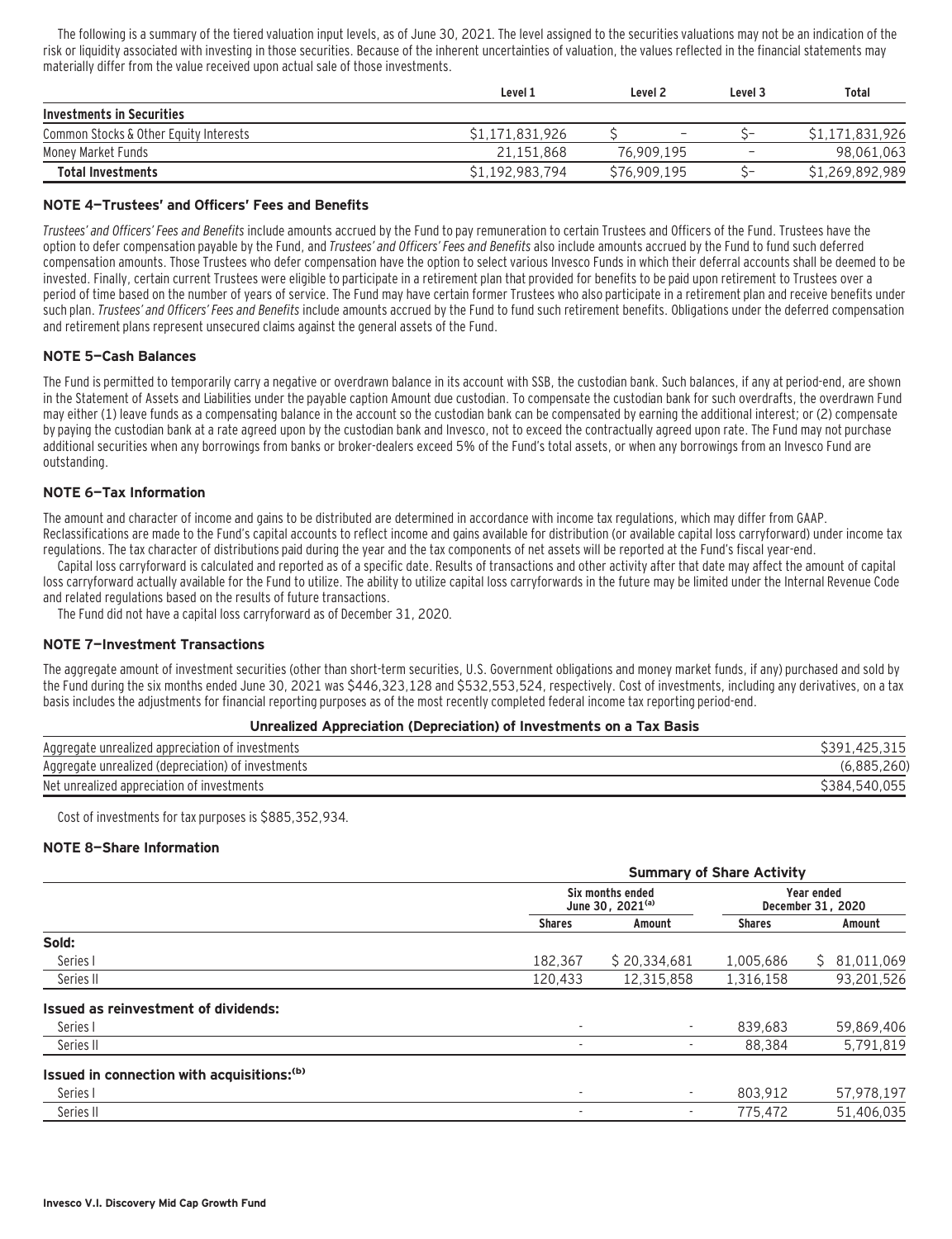The following is a summary of the tiered valuation input levels, as of June 30, 2021. The level assigned to the securities valuations may not be an indication of the risk or liquidity associated with investing in those securities. Because of the inherent uncertainties of valuation, the values reflected in the financial statements may materially differ from the value received upon actual sale of those investments.

| | Level 1 | Level 2 | Level 3 | Total |
|---|---|---|---|---|
| **Investments in Securities** | | | | |
| Common Stocks & Other Equity Interests | $1,171,831,926 | $ – | $– | $1,171,831,926 |
| Money Market Funds | 21,151,868 | 76,909,195 | – | 98,061,063 |
| **Total Investments** | $1,192,983,794 | $76,909,195 | $– | $1,269,892,989 |

### NOTE 4—Trustees' and Officers' Fees and Benefits

*Trustees' and Officers' Fees and Benefits* include amounts accrued by the Fund to pay remuneration to certain Trustees and Officers of the Fund. Trustees have the option to defer compensation payable by the Fund, and *Trustees' and Officers' Fees and Benefits* also include amounts accrued by the Fund to fund such deferred compensation amounts. Those Trustees who defer compensation have the option to select various Invesco Funds in which their deferral accounts shall be deemed to be invested. Finally, certain current Trustees were eligible to participate in a retirement plan that provided for benefits to be paid upon retirement to Trustees over a period of time based on the number of years of service. The Fund may have certain former Trustees who also participate in a retirement plan and receive benefits under such plan. *Trustees' and Officers' Fees and Benefits* include amounts accrued by the Fund to fund such retirement benefits. Obligations under the deferred compensation and retirement plans represent unsecured claims against the general assets of the Fund.

### NOTE 5—Cash Balances

The Fund is permitted to temporarily carry a negative or overdrawn balance in its account with SSB, the custodian bank. Such balances, if any at period-end, are shown in the Statement of Assets and Liabilities under the payable caption Amount due custodian. To compensate the custodian bank for such overdrafts, the overdrawn Fund may either (1) leave funds as a compensating balance in the account so the custodian bank can be compensated by earning the additional interest; or (2) compensate by paying the custodian bank at a rate agreed upon by the custodian bank and Invesco, not to exceed the contractually agreed upon rate. The Fund may not purchase additional securities when any borrowings from banks or broker-dealers exceed 5% of the Fund's total assets, or when any borrowings from an Invesco Fund are outstanding.

### NOTE 6—Tax Information

The amount and character of income and gains to be distributed are determined in accordance with income tax regulations, which may differ from GAAP. Reclassifications are made to the Fund's capital accounts to reflect income and gains available for distribution (or available capital loss carryforward) under income tax regulations. The tax character of distributions paid during the year and the tax components of net assets will be reported at the Fund's fiscal year-end.

Capital loss carryforward is calculated and reported as of a specific date. Results of transactions and other activity after that date may affect the amount of capital loss carryforward actually available for the Fund to utilize. The ability to utilize capital loss carryforwards in the future may be limited under the Internal Revenue Code and related regulations based on the results of future transactions.

The Fund did not have a capital loss carryforward as of December 31, 2020.

### NOTE 7—Investment Transactions

The aggregate amount of investment securities (other than short-term securities, U.S. Government obligations and money market funds, if any) purchased and sold by the Fund during the six months ended June 30, 2021 was $446,323,128 and $532,553,524, respectively. Cost of investments, including any derivatives, on a tax basis includes the adjustments for financial reporting purposes as of the most recently completed federal income tax reporting period-end.

**Unrealized Appreciation (Depreciation) of Investments on a Tax Basis**

| | |
|---|---|
| Aggregate unrealized appreciation of investments | $391,425,315 |
| Aggregate unrealized (depreciation) of investments | (6,885,260) |
| Net unrealized appreciation of investments | $384,540,055 |

Cost of investments for tax purposes is $885,352,934.

### NOTE 8—Share Information

| | Summary of Share Activity | | | |
|---|---|---|---|---|
| | Six months ended June 30, 2021[(a)] | | Year ended December 31, 2020 | |
| | Shares | Amount | Shares | Amount |
| **Sold:** | | | | |
| Series I | 182,367 | $ 20,334,681 | 1,005,686 | $ 81,011,069 |
| Series II | 120,433 | 12,315,858 | 1,316,158 | 93,201,526 |
| **Issued as reinvestment of dividends:** | | | | |
| Series I | - | - | 839,683 | 59,869,406 |
| Series II | - | - | 88,384 | 5,791,819 |
| **Issued in connection with acquisitions:[(b)]** | | | | |
| Series I | - | - | 803,912 | 57,978,197 |
| Series II | - | - | 775,472 | 51,406,035 |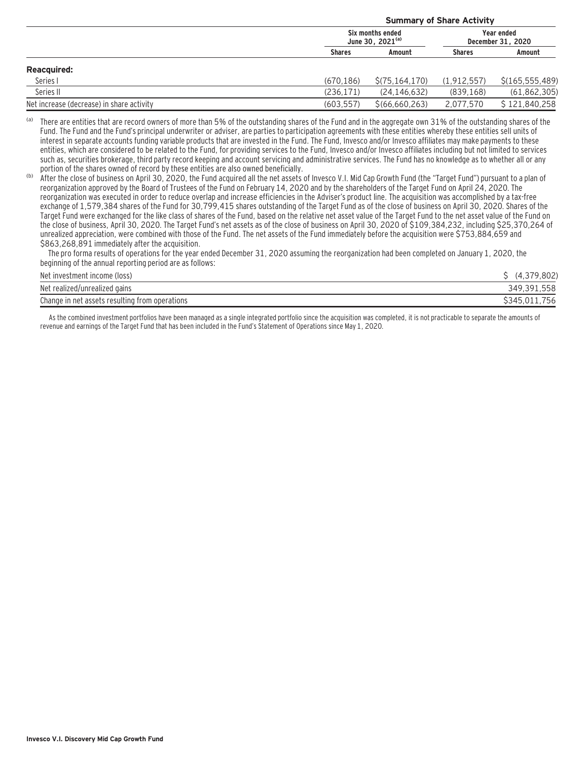| | Summary of Share Activity | | | |
|---|---|---|---|---|
| | Six months ended June 30, 2021[a] | | Year ended December 31, 2020 | |
| | Shares | Amount | Shares | Amount |
| **Reacquired:** | | | | |
| Series I | (670,186) | $(75,164,170) | (1,912,557) | $(165,555,489) |
| Series II | (236,171) | (24,146,632) | (839,168) | (61,862,305) |
| Net increase (decrease) in share activity | (603,557) | $(66,660,263) | 2,077,570 | $ 121,840,258 |

[a] There are entities that are record owners of more than 5% of the outstanding shares of the Fund and in the aggregate own 31% of the outstanding shares of the Fund. The Fund and the Fund's principal underwriter or adviser, are parties to participation agreements with these entities whereby these entities sell units of interest in separate accounts funding variable products that are invested in the Fund. The Fund, Invesco and/or Invesco affiliates may make payments to these entities, which are considered to be related to the Fund, for providing services to the Fund, Invesco and/or Invesco affiliates including but not limited to services such as, securities brokerage, third party record keeping and account servicing and administrative services. The Fund has no knowledge as to whether all or any portion of the shares owned of record by these entities are also owned beneficially.

[b] After the close of business on April 30, 2020, the Fund acquired all the net assets of Invesco V.I. Mid Cap Growth Fund (the "Target Fund") pursuant to a plan of reorganization approved by the Board of Trustees of the Fund on February 14, 2020 and by the shareholders of the Target Fund on April 24, 2020. The reorganization was executed in order to reduce overlap and increase efficiencies in the Adviser's product line. The acquisition was accomplished by a tax-free exchange of 1,579,384 shares of the Fund for 30,799,415 shares outstanding of the Target Fund as of the close of business on April 30, 2020. Shares of the Target Fund were exchanged for the like class of shares of the Fund, based on the relative net asset value of the Target Fund to the net asset value of the Fund on the close of business, April 30, 2020. The Target Fund's net assets as of the close of business on April 30, 2020 of $109,384,232, including $25,370,264 of unrealized appreciation, were combined with those of the Fund. The net assets of the Fund immediately before the acquisition were $753,884,659 and $863,268,891 immediately after the acquisition.

The pro forma results of operations for the year ended December 31, 2020 assuming the reorganization had been completed on January 1, 2020, the beginning of the annual reporting period are as follows:

| | |
|---|---|
| Net investment income (loss) | $ (4,379,802) |
| Net realized/unrealized gains | 349,391,558 |
| Change in net assets resulting from operations | $345,011,756 |

As the combined investment portfolios have been managed as a single integrated portfolio since the acquisition was completed, it is not practicable to separate the amounts of revenue and earnings of the Target Fund that has been included in the Fund's Statement of Operations since May 1, 2020.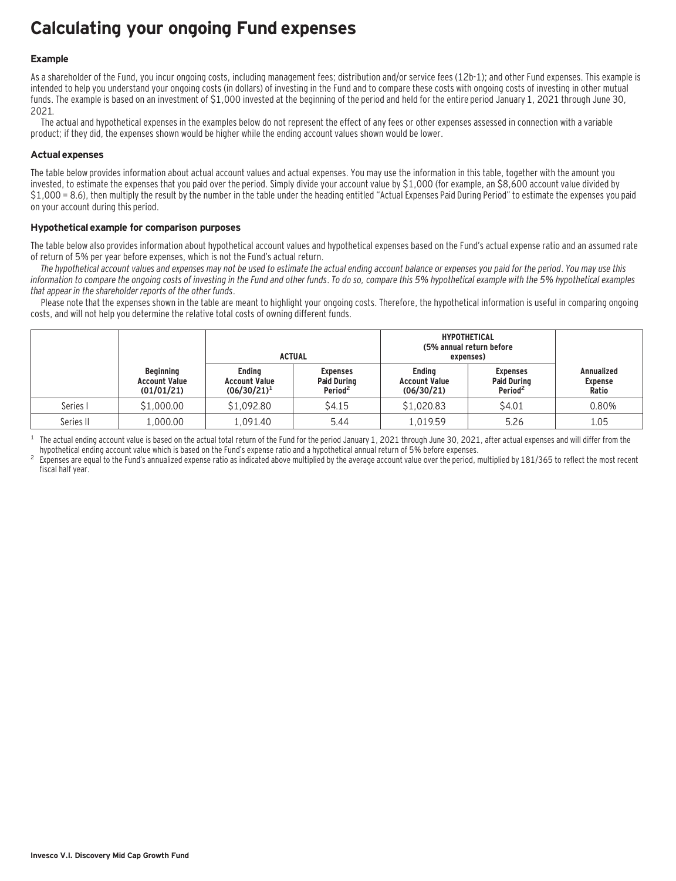# Calculating your ongoing Fund expenses

### Example

As a shareholder of the Fund, you incur ongoing costs, including management fees; distribution and/or service fees (12b-1); and other Fund expenses. This example is intended to help you understand your ongoing costs (in dollars) of investing in the Fund and to compare these costs with ongoing costs of investing in other mutual funds. The example is based on an investment of $1,000 invested at the beginning of the period and held for the entire period January 1, 2021 through June 30, 2021.

The actual and hypothetical expenses in the examples below do not represent the effect of any fees or other expenses assessed in connection with a variable product; if they did, the expenses shown would be higher while the ending account values shown would be lower.

### Actual expenses

The table below provides information about actual account values and actual expenses. You may use the information in this table, together with the amount you invested, to estimate the expenses that you paid over the period. Simply divide your account value by $1,000 (for example, an $8,600 account value divided by $1,000 = 8.6), then multiply the result by the number in the table under the heading entitled "Actual Expenses Paid During Period" to estimate the expenses you paid on your account during this period.

### Hypothetical example for comparison purposes

The table below also provides information about hypothetical account values and hypothetical expenses based on the Fund's actual expense ratio and an assumed rate of return of 5% per year before expenses, which is not the Fund's actual return.

*The hypothetical account values and expenses may not be used to estimate the actual ending account balance or expenses you paid for the period. You may use this information to compare the ongoing costs of investing in the Fund and other funds. To do so, compare this 5% hypothetical example with the 5% hypothetical examples that appear in the shareholder reports of the other funds.*

Please note that the expenses shown in the table are meant to highlight your ongoing costs. Therefore, the hypothetical information is useful in comparing ongoing costs, and will not help you determine the relative total costs of owning different funds.

| | | ACTUAL | | HYPOTHETICAL (5% annual return before expenses) | | |
|---|---|---|---|---|---|---|
| | Beginning Account Value (01/01/21) | Ending Account Value (06/30/21)[1] | Expenses Paid During Period[2] | Ending Account Value (06/30/21) | Expenses Paid During Period[2] | Annualized Expense Ratio |
| Series I | $1,000.00 | $1,092.80 | $4.15 | $1,020.83 | $4.01 | 0.80% |
| Series II | 1,000.00 | 1,091.40 | 5.44 | 1,019.59 | 5.26 | 1.05 |

[1] The actual ending account value is based on the actual total return of the Fund for the period January 1, 2021 through June 30, 2021, after actual expenses and will differ from the hypothetical ending account value which is based on the Fund's expense ratio and a hypothetical annual return of 5% before expenses.

[2] Expenses are equal to the Fund's annualized expense ratio as indicated above multiplied by the average account value over the period, multiplied by 181/365 to reflect the most recent fiscal half year.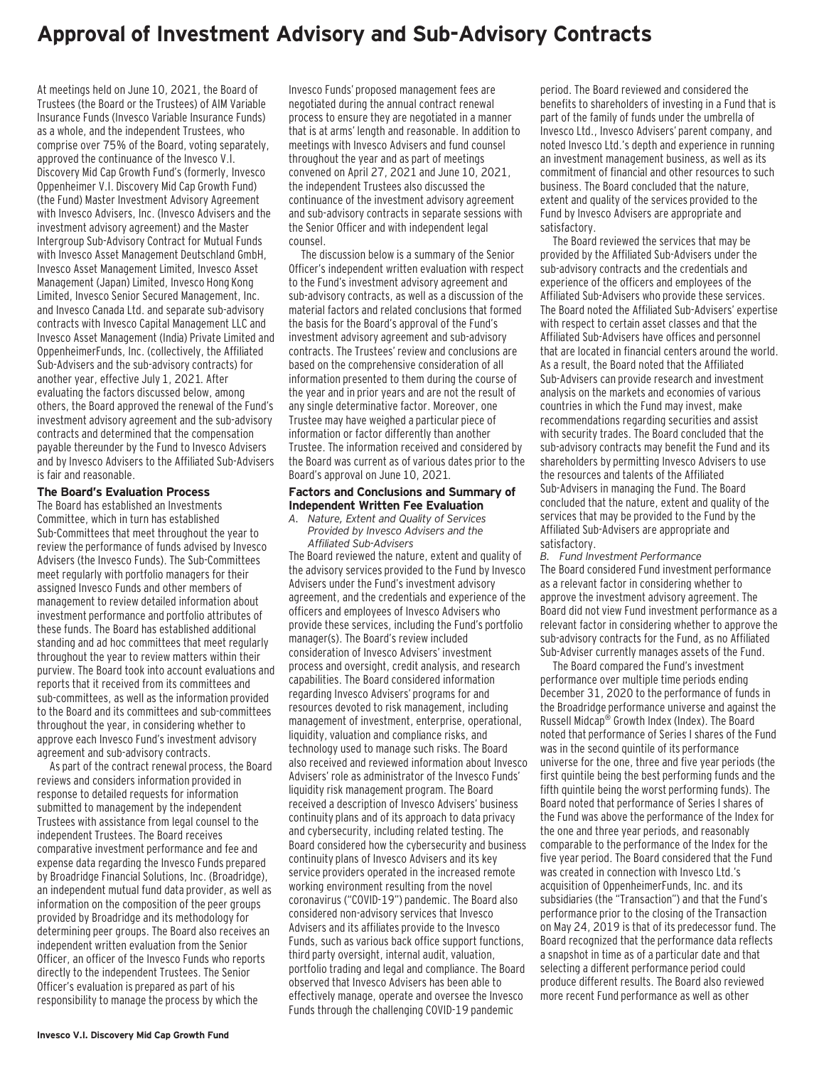# Approval of Investment Advisory and Sub-Advisory Contracts

At meetings held on June 10, 2021, the Board of Trustees (the Board or the Trustees) of AIM Variable Insurance Funds (Invesco Variable Insurance Funds) as a whole, and the independent Trustees, who comprise over 75% of the Board, voting separately, approved the continuance of the Invesco V.I. Discovery Mid Cap Growth Fund's (formerly, Invesco Oppenheimer V.I. Discovery Mid Cap Growth Fund) (the Fund) Master Investment Advisory Agreement with Invesco Advisers, Inc. (Invesco Advisers and the investment advisory agreement) and the Master Intergroup Sub-Advisory Contract for Mutual Funds with Invesco Asset Management Deutschland GmbH, Invesco Asset Management Limited, Invesco Asset Management (Japan) Limited, Invesco Hong Kong Limited, Invesco Senior Secured Management, Inc. and Invesco Canada Ltd. and separate sub-advisory contracts with Invesco Capital Management LLC and Invesco Asset Management (India) Private Limited and OppenheimerFunds, Inc. (collectively, the Affiliated Sub-Advisers and the sub-advisory contracts) for another year, effective July 1, 2021. After evaluating the factors discussed below, among others, the Board approved the renewal of the Fund's investment advisory agreement and the sub-advisory contracts and determined that the compensation payable thereunder by the Fund to Invesco Advisers and by Invesco Advisers to the Affiliated Sub-Advisers is fair and reasonable.

**The Board's Evaluation Process**

The Board has established an Investments Committee, which in turn has established Sub-Committees that meet throughout the year to review the performance of funds advised by Invesco Advisers (the Invesco Funds). The Sub-Committees meet regularly with portfolio managers for their assigned Invesco Funds and other members of management to review detailed information about investment performance and portfolio attributes of these funds. The Board has established additional standing and ad hoc committees that meet regularly throughout the year to review matters within their purview. The Board took into account evaluations and reports that it received from its committees and sub-committees, as well as the information provided to the Board and its committees and sub-committees throughout the year, in considering whether to approve each Invesco Fund's investment advisory agreement and sub-advisory contracts.

As part of the contract renewal process, the Board reviews and considers information provided in response to detailed requests for information submitted to management by the independent Trustees with assistance from legal counsel to the independent Trustees. The Board receives comparative investment performance and fee and expense data regarding the Invesco Funds prepared by Broadridge Financial Solutions, Inc. (Broadridge), an independent mutual fund data provider, as well as information on the composition of the peer groups provided by Broadridge and its methodology for determining peer groups. The Board also receives an independent written evaluation from the Senior Officer, an officer of the Invesco Funds who reports directly to the independent Trustees. The Senior Officer's evaluation is prepared as part of his responsibility to manage the process by which the Invesco Funds' proposed management fees are negotiated during the annual contract renewal process to ensure they are negotiated in a manner that is at arms' length and reasonable. In addition to meetings with Invesco Advisers and fund counsel throughout the year and as part of meetings convened on April 27, 2021 and June 10, 2021, the independent Trustees also discussed the continuance of the investment advisory agreement and sub-advisory contracts in separate sessions with the Senior Officer and with independent legal counsel.

The discussion below is a summary of the Senior Officer's independent written evaluation with respect to the Fund's investment advisory agreement and sub-advisory contracts, as well as a discussion of the material factors and related conclusions that formed the basis for the Board's approval of the Fund's investment advisory agreement and sub-advisory contracts. The Trustees' review and conclusions are based on the comprehensive consideration of all information presented to them during the course of the year and in prior years and are not the result of any single determinative factor. Moreover, one Trustee may have weighed a particular piece of information or factor differently than another Trustee. The information received and considered by the Board was current as of various dates prior to the Board's approval on June 10, 2021.

**Factors and Conclusions and Summary of Independent Written Fee Evaluation**

*A. Nature, Extent and Quality of Services Provided by Invesco Advisers and the Affiliated Sub-Advisers*

The Board reviewed the nature, extent and quality of the advisory services provided to the Fund by Invesco Advisers under the Fund's investment advisory agreement, and the credentials and experience of the officers and employees of Invesco Advisers who provide these services, including the Fund's portfolio manager(s). The Board's review included consideration of Invesco Advisers' investment process and oversight, credit analysis, and research capabilities. The Board considered information regarding Invesco Advisers' programs for and resources devoted to risk management, including management of investment, enterprise, operational, liquidity, valuation and compliance risks, and technology used to manage such risks. The Board also received and reviewed information about Invesco Advisers' role as administrator of the Invesco Funds' liquidity risk management program. The Board received a description of Invesco Advisers' business continuity plans and of its approach to data privacy and cybersecurity, including related testing. The Board considered how the cybersecurity and business continuity plans of Invesco Advisers and its key service providers operated in the increased remote working environment resulting from the novel coronavirus ("COVID-19") pandemic. The Board also considered non-advisory services that Invesco Advisers and its affiliates provide to the Invesco Funds, such as various back office support functions, third party oversight, internal audit, valuation, portfolio trading and legal and compliance. The Board observed that Invesco Advisers has been able to effectively manage, operate and oversee the Invesco Funds through the challenging COVID-19 pandemic period. The Board reviewed and considered the benefits to shareholders of investing in a Fund that is part of the family of funds under the umbrella of Invesco Ltd., Invesco Advisers' parent company, and noted Invesco Ltd.'s depth and experience in running an investment management business, as well as its commitment of financial and other resources to such business. The Board concluded that the nature, extent and quality of the services provided to the Fund by Invesco Advisers are appropriate and satisfactory.

The Board reviewed the services that may be provided by the Affiliated Sub-Advisers under the sub-advisory contracts and the credentials and experience of the officers and employees of the Affiliated Sub-Advisers who provide these services. The Board noted the Affiliated Sub-Advisers' expertise with respect to certain asset classes and that the Affiliated Sub-Advisers have offices and personnel that are located in financial centers around the world. As a result, the Board noted that the Affiliated Sub-Advisers can provide research and investment analysis on the markets and economies of various countries in which the Fund may invest, make recommendations regarding securities and assist with security trades. The Board concluded that the sub-advisory contracts may benefit the Fund and its shareholders by permitting Invesco Advisers to use the resources and talents of the Affiliated Sub-Advisers in managing the Fund. The Board concluded that the nature, extent and quality of the services that may be provided to the Fund by the Affiliated Sub-Advisers are appropriate and satisfactory.

*B. Fund Investment Performance*

The Board considered Fund investment performance as a relevant factor in considering whether to approve the investment advisory agreement. The Board did not view Fund investment performance as a relevant factor in considering whether to approve the sub-advisory contracts for the Fund, as no Affiliated Sub-Adviser currently manages assets of the Fund.

The Board compared the Fund's investment performance over multiple time periods ending December 31, 2020 to the performance of funds in the Broadridge performance universe and against the Russell Midcap® Growth Index (Index). The Board noted that performance of Series I shares of the Fund was in the second quintile of its performance universe for the one, three and five year periods (the first quintile being the best performing funds and the fifth quintile being the worst performing funds). The Board noted that performance of Series I shares of the Fund was above the performance of the Index for the one and three year periods, and reasonably comparable to the performance of the Index for the five year period. The Board considered that the Fund was created in connection with Invesco Ltd.'s acquisition of OppenheimerFunds, Inc. and its subsidiaries (the "Transaction") and that the Fund's performance prior to the closing of the Transaction on May 24, 2019 is that of its predecessor fund. The Board recognized that the performance data reflects a snapshot in time as of a particular date and that selecting a different performance period could produce different results. The Board also reviewed more recent Fund performance as well as other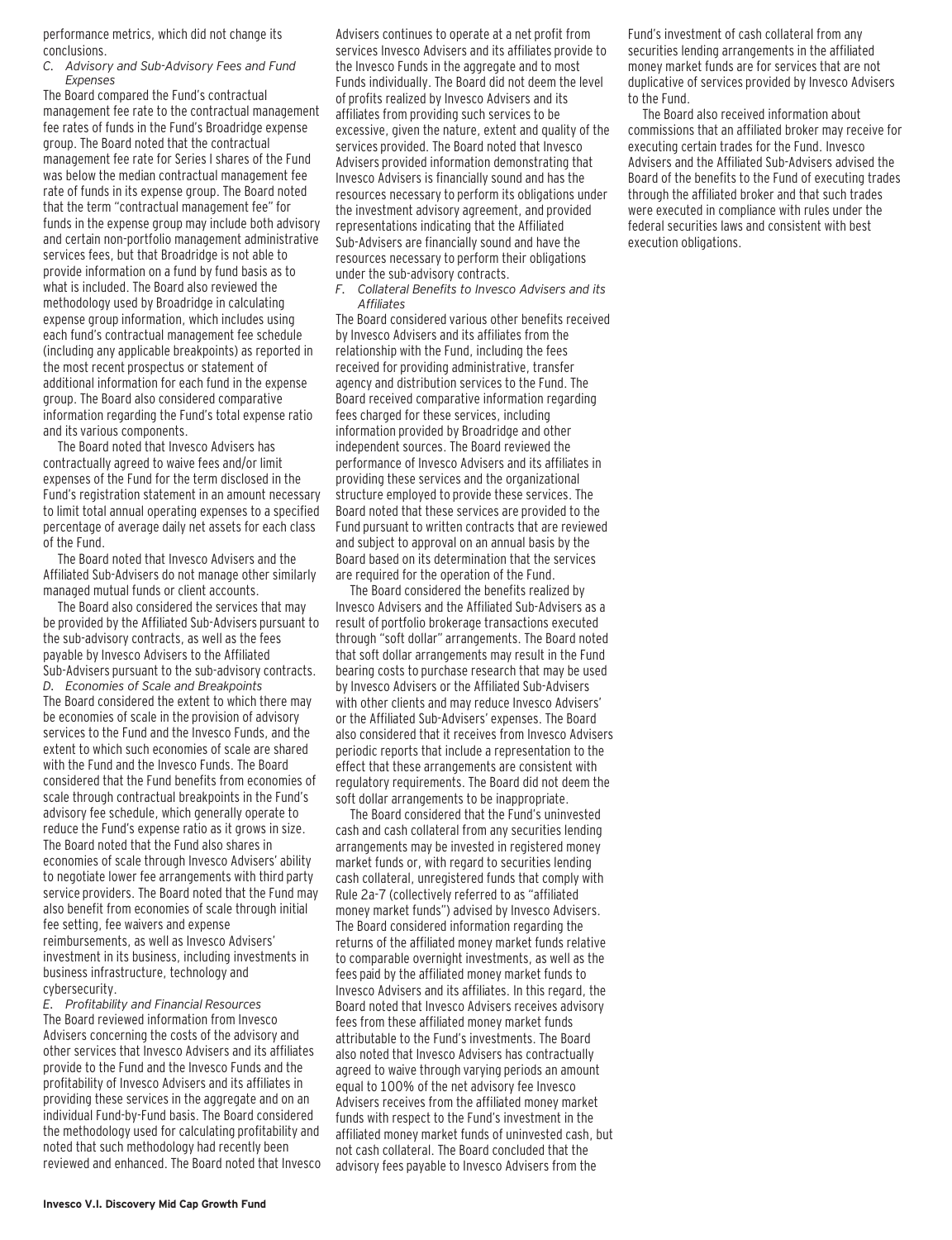performance metrics, which did not change its conclusions.

*C. Advisory and Sub-Advisory Fees and Fund Expenses*

The Board compared the Fund's contractual management fee rate to the contractual management fee rates of funds in the Fund's Broadridge expense group. The Board noted that the contractual management fee rate for Series I shares of the Fund was below the median contractual management fee rate of funds in its expense group. The Board noted that the term "contractual management fee" for funds in the expense group may include both advisory and certain non-portfolio management administrative services fees, but that Broadridge is not able to provide information on a fund by fund basis as to what is included. The Board also reviewed the methodology used by Broadridge in calculating expense group information, which includes using each fund's contractual management fee schedule (including any applicable breakpoints) as reported in the most recent prospectus or statement of additional information for each fund in the expense group. The Board also considered comparative information regarding the Fund's total expense ratio and its various components.

The Board noted that Invesco Advisers has contractually agreed to waive fees and/or limit expenses of the Fund for the term disclosed in the Fund's registration statement in an amount necessary to limit total annual operating expenses to a specified percentage of average daily net assets for each class of the Fund.

The Board noted that Invesco Advisers and the Affiliated Sub-Advisers do not manage other similarly managed mutual funds or client accounts.

The Board also considered the services that may be provided by the Affiliated Sub-Advisers pursuant to the sub-advisory contracts, as well as the fees payable by Invesco Advisers to the Affiliated Sub-Advisers pursuant to the sub-advisory contracts.

*D. Economies of Scale and Breakpoints*

The Board considered the extent to which there may be economies of scale in the provision of advisory services to the Fund and the Invesco Funds, and the extent to which such economies of scale are shared with the Fund and the Invesco Funds. The Board considered that the Fund benefits from economies of scale through contractual breakpoints in the Fund's advisory fee schedule, which generally operate to reduce the Fund's expense ratio as it grows in size. The Board noted that the Fund also shares in economies of scale through Invesco Advisers' ability to negotiate lower fee arrangements with third party service providers. The Board noted that the Fund may also benefit from economies of scale through initial fee setting, fee waivers and expense reimbursements, as well as Invesco Advisers' investment in its business, including investments in business infrastructure, technology and cybersecurity.

*E. Profitability and Financial Resources*

The Board reviewed information from Invesco Advisers concerning the costs of the advisory and other services that Invesco Advisers and its affiliates provide to the Fund and the Invesco Funds and the profitability of Invesco Advisers and its affiliates in providing these services in the aggregate and on an individual Fund-by-Fund basis. The Board considered the methodology used for calculating profitability and noted that such methodology had recently been reviewed and enhanced. The Board noted that Invesco Advisers continues to operate at a net profit from services Invesco Advisers and its affiliates provide to the Invesco Funds in the aggregate and to most Funds individually. The Board did not deem the level of profits realized by Invesco Advisers and its affiliates from providing such services to be excessive, given the nature, extent and quality of the services provided. The Board noted that Invesco Advisers provided information demonstrating that Invesco Advisers is financially sound and has the resources necessary to perform its obligations under the investment advisory agreement, and provided representations indicating that the Affiliated Sub-Advisers are financially sound and have the resources necessary to perform their obligations under the sub-advisory contracts.

*F. Collateral Benefits to Invesco Advisers and its Affiliates*

The Board considered various other benefits received by Invesco Advisers and its affiliates from the relationship with the Fund, including the fees received for providing administrative, transfer agency and distribution services to the Fund. The Board received comparative information regarding fees charged for these services, including information provided by Broadridge and other independent sources. The Board reviewed the performance of Invesco Advisers and its affiliates in providing these services and the organizational structure employed to provide these services. The Board noted that these services are provided to the Fund pursuant to written contracts that are reviewed and subject to approval on an annual basis by the Board based on its determination that the services are required for the operation of the Fund.

The Board considered the benefits realized by Invesco Advisers and the Affiliated Sub-Advisers as a result of portfolio brokerage transactions executed through "soft dollar" arrangements. The Board noted that soft dollar arrangements may result in the Fund bearing costs to purchase research that may be used by Invesco Advisers or the Affiliated Sub-Advisers with other clients and may reduce Invesco Advisers' or the Affiliated Sub-Advisers' expenses. The Board also considered that it receives from Invesco Advisers periodic reports that include a representation to the effect that these arrangements are consistent with regulatory requirements. The Board did not deem the soft dollar arrangements to be inappropriate.

The Board considered that the Fund's uninvested cash and cash collateral from any securities lending arrangements may be invested in registered money market funds or, with regard to securities lending cash collateral, unregistered funds that comply with Rule 2a-7 (collectively referred to as "affiliated money market funds") advised by Invesco Advisers. The Board considered information regarding the returns of the affiliated money market funds relative to comparable overnight investments, as well as the fees paid by the affiliated money market funds to Invesco Advisers and its affiliates. In this regard, the Board noted that Invesco Advisers receives advisory fees from these affiliated money market funds attributable to the Fund's investments. The Board also noted that Invesco Advisers has contractually agreed to waive through varying periods an amount equal to 100% of the net advisory fee Invesco Advisers receives from the affiliated money market funds with respect to the Fund's investment in the affiliated money market funds of uninvested cash, but not cash collateral. The Board concluded that the advisory fees payable to Invesco Advisers from the Fund's investment of cash collateral from any securities lending arrangements in the affiliated money market funds are for services that are not duplicative of services provided by Invesco Advisers to the Fund.

The Board also received information about commissions that an affiliated broker may receive for executing certain trades for the Fund. Invesco Advisers and the Affiliated Sub-Advisers advised the Board of the benefits to the Fund of executing trades through the affiliated broker and that such trades were executed in compliance with rules under the federal securities laws and consistent with best execution obligations.